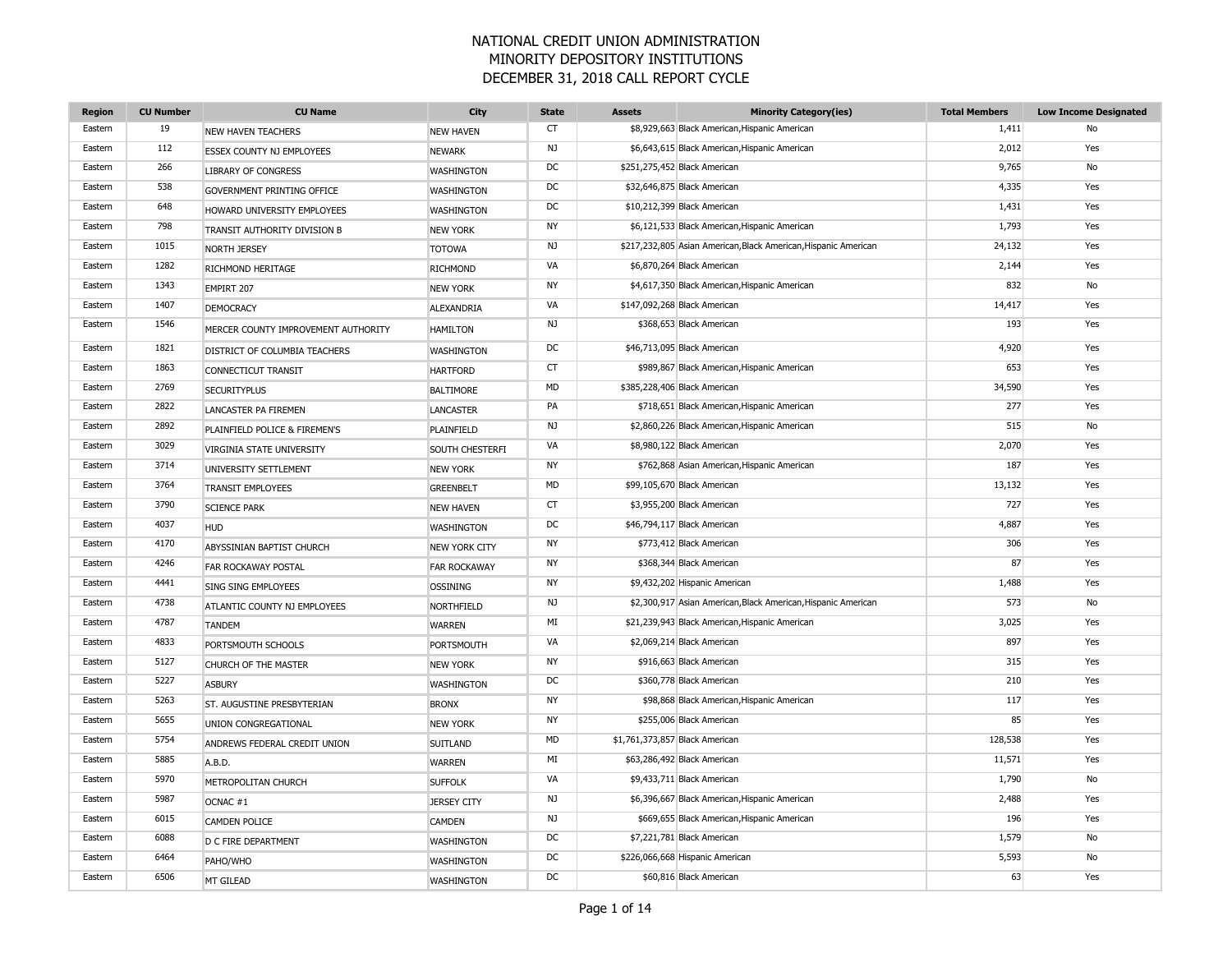# NATIONAL CREDIT UNION ADMINISTRATION
## MINORITY DEPOSITORY INSTITUTIONS
## DECEMBER 31, 2018 CALL REPORT CYCLE

| Region | CU Number | CU Name | City | State | Assets | Minority Category(ies) | Total Members | Low Income Designated |
|---|---|---|---|---|---|---|---|---|
| Eastern | 19 | NEW HAVEN TEACHERS | NEW HAVEN | CT | $8,929,663 | Black American,Hispanic American | 1,411 | No |
| Eastern | 112 | ESSEX COUNTY NJ EMPLOYEES | NEWARK | NJ | $6,643,615 | Black American,Hispanic American | 2,012 | Yes |
| Eastern | 266 | LIBRARY OF CONGRESS | WASHINGTON | DC | $251,275,452 | Black American | 9,765 | No |
| Eastern | 538 | GOVERNMENT PRINTING OFFICE | WASHINGTON | DC | $32,646,875 | Black American | 4,335 | Yes |
| Eastern | 648 | HOWARD UNIVERSITY EMPLOYEES | WASHINGTON | DC | $10,212,399 | Black American | 1,431 | Yes |
| Eastern | 798 | TRANSIT AUTHORITY DIVISION B | NEW YORK | NY | $6,121,533 | Black American,Hispanic American | 1,793 | Yes |
| Eastern | 1015 | NORTH JERSEY | TOTOWA | NJ | $217,232,805 | Asian American,Black American,Hispanic American | 24,132 | Yes |
| Eastern | 1282 | RICHMOND HERITAGE | RICHMOND | VA | $6,870,264 | Black American | 2,144 | Yes |
| Eastern | 1343 | EMPIRT 207 | NEW YORK | NY | $4,617,350 | Black American,Hispanic American | 832 | No |
| Eastern | 1407 | DEMOCRACY | ALEXANDRIA | VA | $147,092,268 | Black American | 14,417 | Yes |
| Eastern | 1546 | MERCER COUNTY IMPROVEMENT AUTHORITY | HAMILTON | NJ | $368,653 | Black American | 193 | Yes |
| Eastern | 1821 | DISTRICT OF COLUMBIA TEACHERS | WASHINGTON | DC | $46,713,095 | Black American | 4,920 | Yes |
| Eastern | 1863 | CONNECTICUT TRANSIT | HARTFORD | CT | $989,867 | Black American,Hispanic American | 653 | Yes |
| Eastern | 2769 | SECURITYPLUS | BALTIMORE | MD | $385,228,406 | Black American | 34,590 | Yes |
| Eastern | 2822 | LANCASTER PA FIREMEN | LANCASTER | PA | $718,651 | Black American,Hispanic American | 277 | Yes |
| Eastern | 2892 | PLAINFIELD POLICE & FIREMEN'S | PLAINFIELD | NJ | $2,860,226 | Black American,Hispanic American | 515 | No |
| Eastern | 3029 | VIRGINIA STATE UNIVERSITY | SOUTH CHESTERFI | VA | $8,980,122 | Black American | 2,070 | Yes |
| Eastern | 3714 | UNIVERSITY SETTLEMENT | NEW YORK | NY | $762,868 | Asian American,Hispanic American | 187 | Yes |
| Eastern | 3764 | TRANSIT EMPLOYEES | GREENBELT | MD | $99,105,670 | Black American | 13,132 | Yes |
| Eastern | 3790 | SCIENCE PARK | NEW HAVEN | CT | $3,955,200 | Black American | 727 | Yes |
| Eastern | 4037 | HUD | WASHINGTON | DC | $46,794,117 | Black American | 4,887 | Yes |
| Eastern | 4170 | ABYSSINIAN BAPTIST CHURCH | NEW YORK CITY | NY | $773,412 | Black American | 306 | Yes |
| Eastern | 4246 | FAR ROCKAWAY POSTAL | FAR ROCKAWAY | NY | $368,344 | Black American | 87 | Yes |
| Eastern | 4441 | SING SING EMPLOYEES | OSSINING | NY | $9,432,202 | Hispanic American | 1,488 | Yes |
| Eastern | 4738 | ATLANTIC COUNTY NJ EMPLOYEES | NORTHFIELD | NJ | $2,300,917 | Asian American,Black American,Hispanic American | 573 | No |
| Eastern | 4787 | TANDEM | WARREN | MI | $21,239,943 | Black American,Hispanic American | 3,025 | Yes |
| Eastern | 4833 | PORTSMOUTH SCHOOLS | PORTSMOUTH | VA | $2,069,214 | Black American | 897 | Yes |
| Eastern | 5127 | CHURCH OF THE MASTER | NEW YORK | NY | $916,663 | Black American | 315 | Yes |
| Eastern | 5227 | ASBURY | WASHINGTON | DC | $360,778 | Black American | 210 | Yes |
| Eastern | 5263 | ST. AUGUSTINE PRESBYTERIAN | BRONX | NY | $98,868 | Black American,Hispanic American | 117 | Yes |
| Eastern | 5655 | UNION CONGREGATIONAL | NEW YORK | NY | $255,006 | Black American | 85 | Yes |
| Eastern | 5754 | ANDREWS FEDERAL CREDIT UNION | SUITLAND | MD | $1,761,373,857 | Black American | 128,538 | Yes |
| Eastern | 5885 | A.B.D. | WARREN | MI | $63,286,492 | Black American | 11,571 | Yes |
| Eastern | 5970 | METROPOLITAN CHURCH | SUFFOLK | VA | $9,433,711 | Black American | 1,790 | No |
| Eastern | 5987 | OCNAC #1 | JERSEY CITY | NJ | $6,396,667 | Black American,Hispanic American | 2,488 | Yes |
| Eastern | 6015 | CAMDEN POLICE | CAMDEN | NJ | $669,655 | Black American,Hispanic American | 196 | Yes |
| Eastern | 6088 | D C FIRE DEPARTMENT | WASHINGTON | DC | $7,221,781 | Black American | 1,579 | No |
| Eastern | 6464 | PAHO/WHO | WASHINGTON | DC | $226,066,668 | Hispanic American | 5,593 | No |
| Eastern | 6506 | MT GILEAD | WASHINGTON | DC | $60,816 | Black American | 63 | Yes |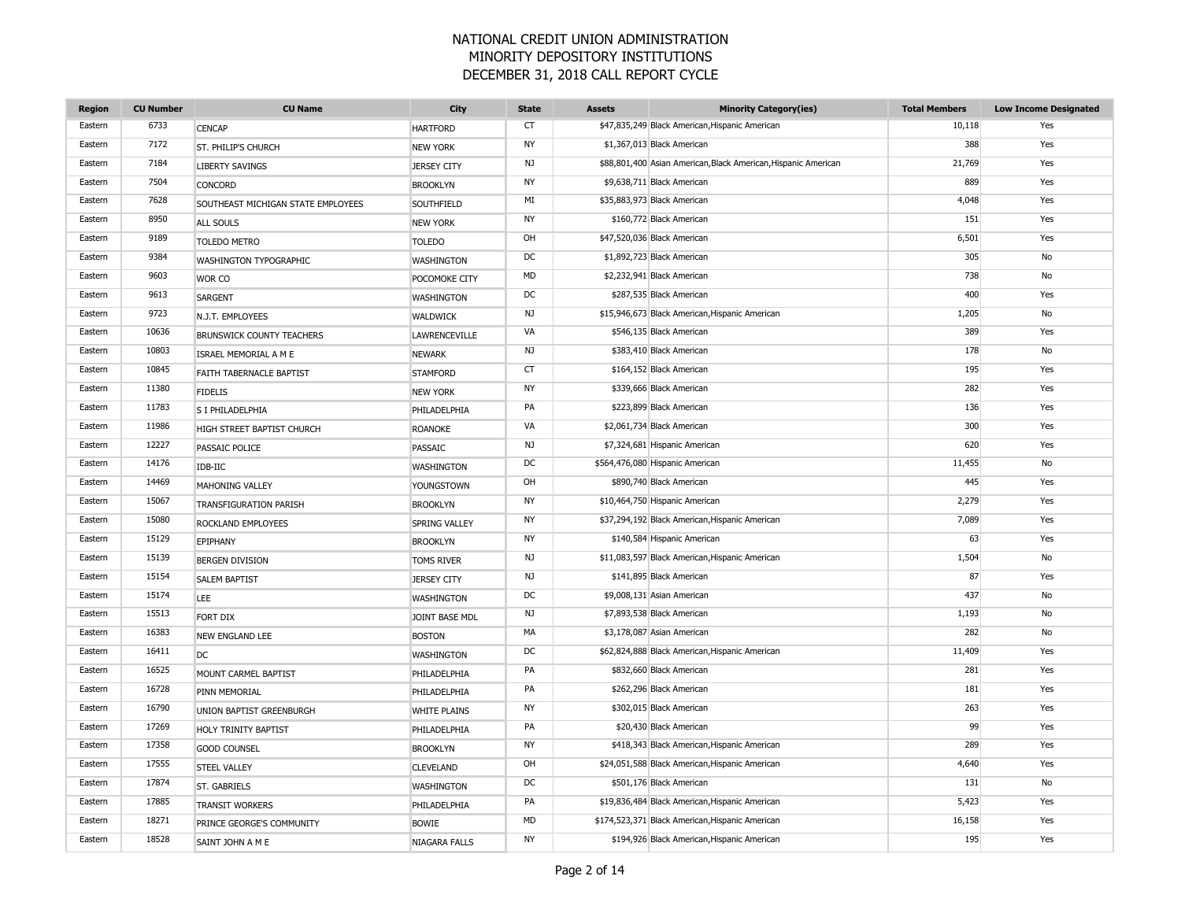# NATIONAL CREDIT UNION ADMINISTRATION
## MINORITY DEPOSITORY INSTITUTIONS
## DECEMBER 31, 2018 CALL REPORT CYCLE

| Region | CU Number | CU Name | City | State | Assets | Minority Category(ies) | Total Members | Low Income Designated |
|---|---|---|---|---|---|---|---|---|
| Eastern | 6733 | CENCAP | HARTFORD | CT | $47,835,249 | Black American,Hispanic American | 10,118 | Yes |
| Eastern | 7172 | ST. PHILIP'S CHURCH | NEW YORK | NY | $1,367,013 | Black American | 388 | Yes |
| Eastern | 7184 | LIBERTY SAVINGS | JERSEY CITY | NJ | $88,801,400 | Asian American,Black American,Hispanic American | 21,769 | Yes |
| Eastern | 7504 | CONCORD | BROOKLYN | NY | $9,638,711 | Black American | 889 | Yes |
| Eastern | 7628 | SOUTHEAST MICHIGAN STATE EMPLOYEES | SOUTHFIELD | MI | $35,883,973 | Black American | 4,048 | Yes |
| Eastern | 8950 | ALL SOULS | NEW YORK | NY | $160,772 | Black American | 151 | Yes |
| Eastern | 9189 | TOLEDO METRO | TOLEDO | OH | $47,520,036 | Black American | 6,501 | Yes |
| Eastern | 9384 | WASHINGTON TYPOGRAPHIC | WASHINGTON | DC | $1,892,723 | Black American | 305 | No |
| Eastern | 9603 | WOR CO | POCOMOKE CITY | MD | $2,232,941 | Black American | 738 | No |
| Eastern | 9613 | SARGENT | WASHINGTON | DC | $287,535 | Black American | 400 | Yes |
| Eastern | 9723 | N.J.T. EMPLOYEES | WALDWICK | NJ | $15,946,673 | Black American,Hispanic American | 1,205 | No |
| Eastern | 10636 | BRUNSWICK COUNTY TEACHERS | LAWRENCEVILLE | VA | $546,135 | Black American | 389 | Yes |
| Eastern | 10803 | ISRAEL MEMORIAL A M E | NEWARK | NJ | $383,410 | Black American | 178 | No |
| Eastern | 10845 | FAITH TABERNACLE BAPTIST | STAMFORD | CT | $164,152 | Black American | 195 | Yes |
| Eastern | 11380 | FIDELIS | NEW YORK | NY | $339,666 | Black American | 282 | Yes |
| Eastern | 11783 | S I PHILADELPHIA | PHILADELPHIA | PA | $223,899 | Black American | 136 | Yes |
| Eastern | 11986 | HIGH STREET BAPTIST CHURCH | ROANOKE | VA | $2,061,734 | Black American | 300 | Yes |
| Eastern | 12227 | PASSAIC POLICE | PASSAIC | NJ | $7,324,681 | Hispanic American | 620 | Yes |
| Eastern | 14176 | IDB-IIC | WASHINGTON | DC | $564,476,080 | Hispanic American | 11,455 | No |
| Eastern | 14469 | MAHONING VALLEY | YOUNGSTOWN | OH | $890,740 | Black American | 445 | Yes |
| Eastern | 15067 | TRANSFIGURATION PARISH | BROOKLYN | NY | $10,464,750 | Hispanic American | 2,279 | Yes |
| Eastern | 15080 | ROCKLAND EMPLOYEES | SPRING VALLEY | NY | $37,294,192 | Black American,Hispanic American | 7,089 | Yes |
| Eastern | 15129 | EPIPHANY | BROOKLYN | NY | $140,584 | Hispanic American | 63 | Yes |
| Eastern | 15139 | BERGEN DIVISION | TOMS RIVER | NJ | $11,083,597 | Black American,Hispanic American | 1,504 | No |
| Eastern | 15154 | SALEM BAPTIST | JERSEY CITY | NJ | $141,895 | Black American | 87 | Yes |
| Eastern | 15174 | LEE | WASHINGTON | DC | $9,008,131 | Asian American | 437 | No |
| Eastern | 15513 | FORT DIX | JOINT BASE MDL | NJ | $7,893,538 | Black American | 1,193 | No |
| Eastern | 16383 | NEW ENGLAND LEE | BOSTON | MA | $3,178,087 | Asian American | 282 | No |
| Eastern | 16411 | DC | WASHINGTON | DC | $62,824,888 | Black American,Hispanic American | 11,409 | Yes |
| Eastern | 16525 | MOUNT CARMEL BAPTIST | PHILADELPHIA | PA | $832,660 | Black American | 281 | Yes |
| Eastern | 16728 | PINN MEMORIAL | PHILADELPHIA | PA | $262,296 | Black American | 181 | Yes |
| Eastern | 16790 | UNION BAPTIST GREENBURGH | WHITE PLAINS | NY | $302,015 | Black American | 263 | Yes |
| Eastern | 17269 | HOLY TRINITY BAPTIST | PHILADELPHIA | PA | $20,430 | Black American | 99 | Yes |
| Eastern | 17358 | GOOD COUNSEL | BROOKLYN | NY | $418,343 | Black American,Hispanic American | 289 | Yes |
| Eastern | 17555 | STEEL VALLEY | CLEVELAND | OH | $24,051,588 | Black American,Hispanic American | 4,640 | Yes |
| Eastern | 17874 | ST. GABRIELS | WASHINGTON | DC | $501,176 | Black American | 131 | No |
| Eastern | 17885 | TRANSIT WORKERS | PHILADELPHIA | PA | $19,836,484 | Black American,Hispanic American | 5,423 | Yes |
| Eastern | 18271 | PRINCE GEORGE'S COMMUNITY | BOWIE | MD | $174,523,371 | Black American,Hispanic American | 16,158 | Yes |
| Eastern | 18528 | SAINT JOHN A M E | NIAGARA FALLS | NY | $194,926 | Black American,Hispanic American | 195 | Yes |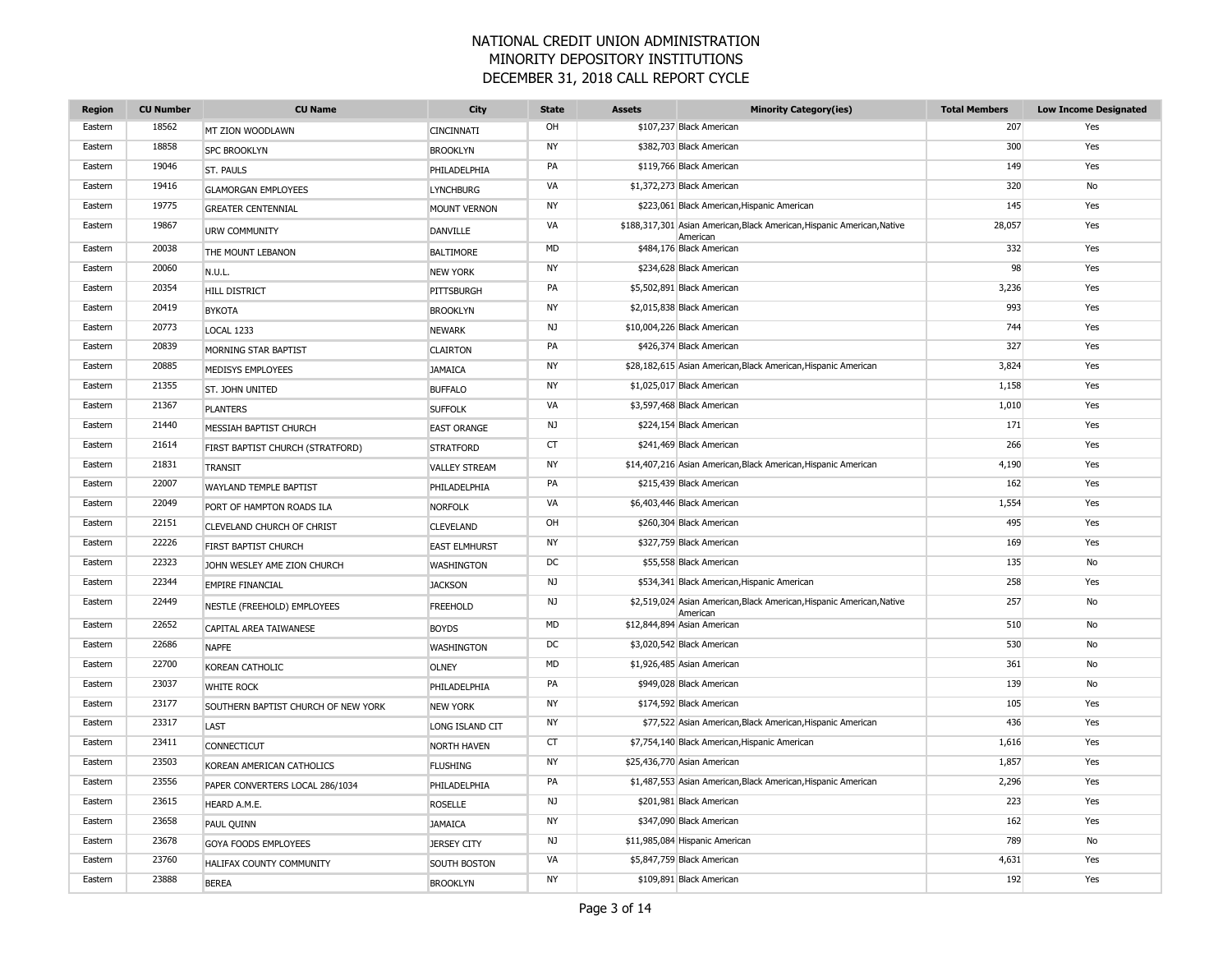# NATIONAL CREDIT UNION ADMINISTRATION
## MINORITY DEPOSITORY INSTITUTIONS
## DECEMBER 31, 2018 CALL REPORT CYCLE

| Region | CU Number | CU Name | City | State | Assets | Minority Category(ies) | Total Members | Low Income Designated |
|---|---|---|---|---|---|---|---|---|
| Eastern | 18562 | MT ZION WOODLAWN | CINCINNATI | OH | $107,237 | Black American | 207 | Yes |
| Eastern | 18858 | SPC BROOKLYN | BROOKLYN | NY | $382,703 | Black American | 300 | Yes |
| Eastern | 19046 | ST. PAULS | PHILADELPHIA | PA | $119,766 | Black American | 149 | Yes |
| Eastern | 19416 | GLAMORGAN EMPLOYEES | LYNCHBURG | VA | $1,372,273 | Black American | 320 | No |
| Eastern | 19775 | GREATER CENTENNIAL | MOUNT VERNON | NY | $223,061 | Black American,Hispanic American | 145 | Yes |
| Eastern | 19867 | URW COMMUNITY | DANVILLE | VA | $188,317,301 | Asian American,Black American,Hispanic American,Native American | 28,057 | Yes |
| Eastern | 20038 | THE MOUNT LEBANON | BALTIMORE | MD | $484,176 | Black American | 332 | Yes |
| Eastern | 20060 | N.U.L. | NEW YORK | NY | $234,628 | Black American | 98 | Yes |
| Eastern | 20354 | HILL DISTRICT | PITTSBURGH | PA | $5,502,891 | Black American | 3,236 | Yes |
| Eastern | 20419 | BYKOTA | BROOKLYN | NY | $2,015,838 | Black American | 993 | Yes |
| Eastern | 20773 | LOCAL 1233 | NEWARK | NJ | $10,004,226 | Black American | 744 | Yes |
| Eastern | 20839 | MORNING STAR BAPTIST | CLAIRTON | PA | $426,374 | Black American | 327 | Yes |
| Eastern | 20885 | MEDISYS EMPLOYEES | JAMAICA | NY | $28,182,615 | Asian American,Black American,Hispanic American | 3,824 | Yes |
| Eastern | 21355 | ST. JOHN UNITED | BUFFALO | NY | $1,025,017 | Black American | 1,158 | Yes |
| Eastern | 21367 | PLANTERS | SUFFOLK | VA | $3,597,468 | Black American | 1,010 | Yes |
| Eastern | 21440 | MESSIAH BAPTIST CHURCH | EAST ORANGE | NJ | $224,154 | Black American | 171 | Yes |
| Eastern | 21614 | FIRST BAPTIST CHURCH (STRATFORD) | STRATFORD | CT | $241,469 | Black American | 266 | Yes |
| Eastern | 21831 | TRANSIT | VALLEY STREAM | NY | $14,407,216 | Asian American,Black American,Hispanic American | 4,190 | Yes |
| Eastern | 22007 | WAYLAND TEMPLE BAPTIST | PHILADELPHIA | PA | $215,439 | Black American | 162 | Yes |
| Eastern | 22049 | PORT OF HAMPTON ROADS ILA | NORFOLK | VA | $6,403,446 | Black American | 1,554 | Yes |
| Eastern | 22151 | CLEVELAND CHURCH OF CHRIST | CLEVELAND | OH | $260,304 | Black American | 495 | Yes |
| Eastern | 22226 | FIRST BAPTIST CHURCH | EAST ELMHURST | NY | $327,759 | Black American | 169 | Yes |
| Eastern | 22323 | JOHN WESLEY AME ZION CHURCH | WASHINGTON | DC | $55,558 | Black American | 135 | No |
| Eastern | 22344 | EMPIRE FINANCIAL | JACKSON | NJ | $534,341 | Black American,Hispanic American | 258 | Yes |
| Eastern | 22449 | NESTLE (FREEHOLD) EMPLOYEES | FREEHOLD | NJ | $2,519,024 | Asian American,Black American,Hispanic American,Native American | 257 | No |
| Eastern | 22652 | CAPITAL AREA TAIWANESE | BOYDS | MD | $12,844,894 | Asian American | 510 | No |
| Eastern | 22686 | NAPFE | WASHINGTON | DC | $3,020,542 | Black American | 530 | No |
| Eastern | 22700 | KOREAN CATHOLIC | OLNEY | MD | $1,926,485 | Asian American | 361 | No |
| Eastern | 23037 | WHITE ROCK | PHILADELPHIA | PA | $949,028 | Black American | 139 | No |
| Eastern | 23177 | SOUTHERN BAPTIST CHURCH OF NEW YORK | NEW YORK | NY | $174,592 | Black American | 105 | Yes |
| Eastern | 23317 | LAST | LONG ISLAND CIT | NY | $77,522 | Asian American,Black American,Hispanic American | 436 | Yes |
| Eastern | 23411 | CONNECTICUT | NORTH HAVEN | CT | $7,754,140 | Black American,Hispanic American | 1,616 | Yes |
| Eastern | 23503 | KOREAN AMERICAN CATHOLICS | FLUSHING | NY | $25,436,770 | Asian American | 1,857 | Yes |
| Eastern | 23556 | PAPER CONVERTERS LOCAL 286/1034 | PHILADELPHIA | PA | $1,487,553 | Asian American,Black American,Hispanic American | 2,296 | Yes |
| Eastern | 23615 | HEARD A.M.E. | ROSELLE | NJ | $201,981 | Black American | 223 | Yes |
| Eastern | 23658 | PAUL QUINN | JAMAICA | NY | $347,090 | Black American | 162 | Yes |
| Eastern | 23678 | GOYA FOODS EMPLOYEES | JERSEY CITY | NJ | $11,985,084 | Hispanic American | 789 | No |
| Eastern | 23760 | HALIFAX COUNTY COMMUNITY | SOUTH BOSTON | VA | $5,847,759 | Black American | 4,631 | Yes |
| Eastern | 23888 | BEREA | BROOKLYN | NY | $109,891 | Black American | 192 | Yes |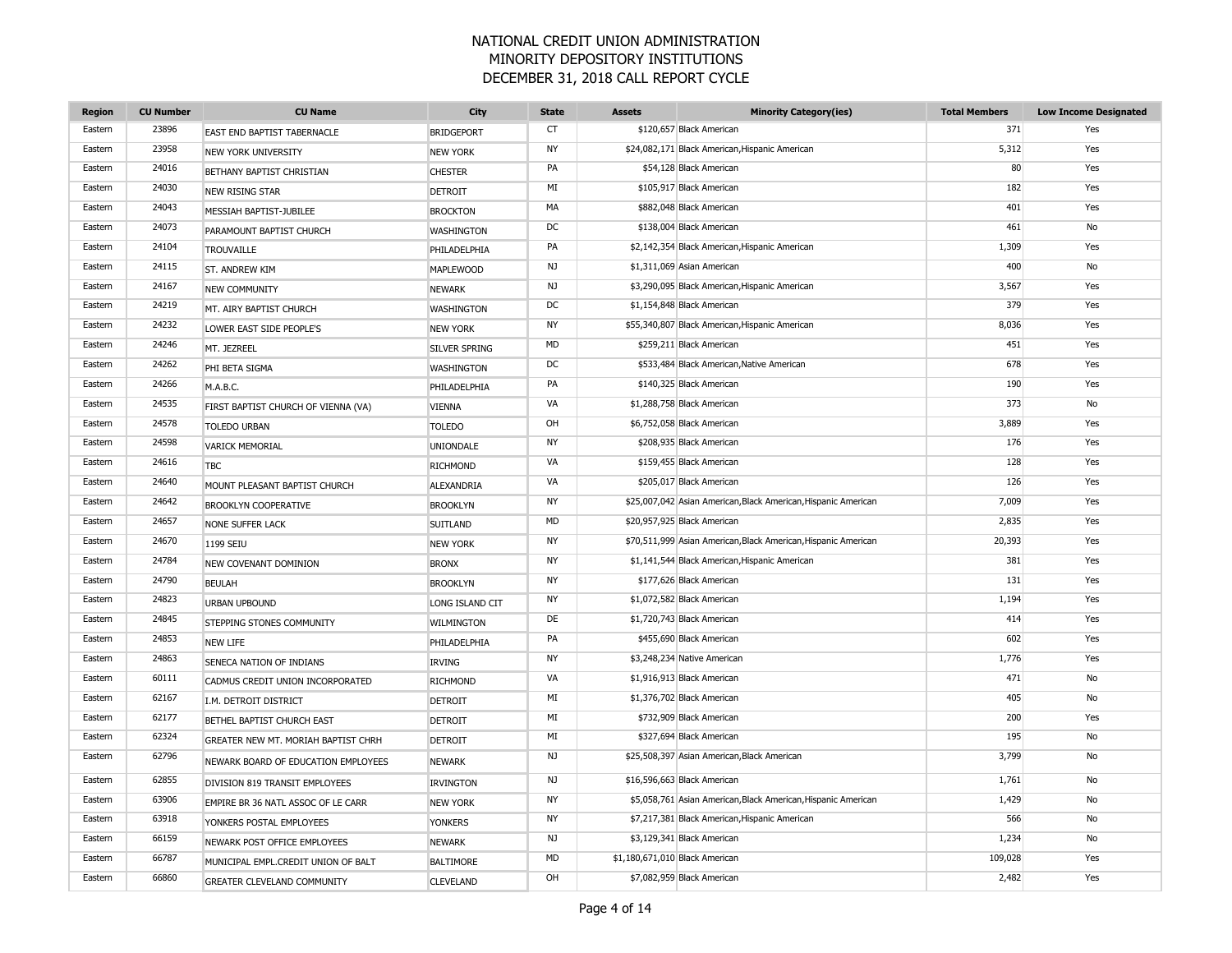# NATIONAL CREDIT UNION ADMINISTRATION
## MINORITY DEPOSITORY INSTITUTIONS
## DECEMBER 31, 2018 CALL REPORT CYCLE

| Region | CU Number | CU Name | City | State | Assets | Minority Category(ies) | Total Members | Low Income Designated |
|---|---|---|---|---|---|---|---|---|
| Eastern | 23896 | EAST END BAPTIST TABERNACLE | BRIDGEPORT | CT | $120,657 | Black American | 371 | Yes |
| Eastern | 23958 | NEW YORK UNIVERSITY | NEW YORK | NY | $24,082,171 | Black American,Hispanic American | 5,312 | Yes |
| Eastern | 24016 | BETHANY BAPTIST CHRISTIAN | CHESTER | PA | $54,128 | Black American | 80 | Yes |
| Eastern | 24030 | NEW RISING STAR | DETROIT | MI | $105,917 | Black American | 182 | Yes |
| Eastern | 24043 | MESSIAH BAPTIST-JUBILEE | BROCKTON | MA | $882,048 | Black American | 401 | Yes |
| Eastern | 24073 | PARAMOUNT BAPTIST CHURCH | WASHINGTON | DC | $138,004 | Black American | 461 | No |
| Eastern | 24104 | TROUVAILLE | PHILADELPHIA | PA | $2,142,354 | Black American,Hispanic American | 1,309 | Yes |
| Eastern | 24115 | ST. ANDREW KIM | MAPLEWOOD | NJ | $1,311,069 | Asian American | 400 | No |
| Eastern | 24167 | NEW COMMUNITY | NEWARK | NJ | $3,290,095 | Black American,Hispanic American | 3,567 | Yes |
| Eastern | 24219 | MT. AIRY BAPTIST CHURCH | WASHINGTON | DC | $1,154,848 | Black American | 379 | Yes |
| Eastern | 24232 | LOWER EAST SIDE PEOPLE'S | NEW YORK | NY | $55,340,807 | Black American,Hispanic American | 8,036 | Yes |
| Eastern | 24246 | MT. JEZREEL | SILVER SPRING | MD | $259,211 | Black American | 451 | Yes |
| Eastern | 24262 | PHI BETA SIGMA | WASHINGTON | DC | $533,484 | Black American,Native American | 678 | Yes |
| Eastern | 24266 | M.A.B.C. | PHILADELPHIA | PA | $140,325 | Black American | 190 | Yes |
| Eastern | 24535 | FIRST BAPTIST CHURCH OF VIENNA (VA) | VIENNA | VA | $1,288,758 | Black American | 373 | No |
| Eastern | 24578 | TOLEDO URBAN | TOLEDO | OH | $6,752,058 | Black American | 3,889 | Yes |
| Eastern | 24598 | VARICK MEMORIAL | UNIONDALE | NY | $208,935 | Black American | 176 | Yes |
| Eastern | 24616 | TBC | RICHMOND | VA | $159,455 | Black American | 128 | Yes |
| Eastern | 24640 | MOUNT PLEASANT BAPTIST CHURCH | ALEXANDRIA | VA | $205,017 | Black American | 126 | Yes |
| Eastern | 24642 | BROOKLYN COOPERATIVE | BROOKLYN | NY | $25,007,042 | Asian American,Black American,Hispanic American | 7,009 | Yes |
| Eastern | 24657 | NONE SUFFER LACK | SUITLAND | MD | $20,957,925 | Black American | 2,835 | Yes |
| Eastern | 24670 | 1199 SEIU | NEW YORK | NY | $70,511,999 | Asian American,Black American,Hispanic American | 20,393 | Yes |
| Eastern | 24784 | NEW COVENANT DOMINION | BRONX | NY | $1,141,544 | Black American,Hispanic American | 381 | Yes |
| Eastern | 24790 | BEULAH | BROOKLYN | NY | $177,626 | Black American | 131 | Yes |
| Eastern | 24823 | URBAN UPBOUND | LONG ISLAND CIT | NY | $1,072,582 | Black American | 1,194 | Yes |
| Eastern | 24845 | STEPPING STONES COMMUNITY | WILMINGTON | DE | $1,720,743 | Black American | 414 | Yes |
| Eastern | 24853 | NEW LIFE | PHILADELPHIA | PA | $455,690 | Black American | 602 | Yes |
| Eastern | 24863 | SENECA NATION OF INDIANS | IRVING | NY | $3,248,234 | Native American | 1,776 | Yes |
| Eastern | 60111 | CADMUS CREDIT UNION INCORPORATED | RICHMOND | VA | $1,916,913 | Black American | 471 | No |
| Eastern | 62167 | I.M. DETROIT DISTRICT | DETROIT | MI | $1,376,702 | Black American | 405 | No |
| Eastern | 62177 | BETHEL BAPTIST CHURCH EAST | DETROIT | MI | $732,909 | Black American | 200 | Yes |
| Eastern | 62324 | GREATER NEW MT. MORIAH BAPTIST CHRH | DETROIT | MI | $327,694 | Black American | 195 | No |
| Eastern | 62796 | NEWARK BOARD OF EDUCATION EMPLOYEES | NEWARK | NJ | $25,508,397 | Asian American,Black American | 3,799 | No |
| Eastern | 62855 | DIVISION 819 TRANSIT EMPLOYEES | IRVINGTON | NJ | $16,596,663 | Black American | 1,761 | No |
| Eastern | 63906 | EMPIRE BR 36 NATL ASSOC OF LE CARR | NEW YORK | NY | $5,058,761 | Asian American,Black American,Hispanic American | 1,429 | No |
| Eastern | 63918 | YONKERS POSTAL EMPLOYEES | YONKERS | NY | $7,217,381 | Black American,Hispanic American | 566 | No |
| Eastern | 66159 | NEWARK POST OFFICE EMPLOYEES | NEWARK | NJ | $3,129,341 | Black American | 1,234 | No |
| Eastern | 66787 | MUNICIPAL EMPL.CREDIT UNION OF BALT | BALTIMORE | MD | $1,180,671,010 | Black American | 109,028 | Yes |
| Eastern | 66860 | GREATER CLEVELAND COMMUNITY | CLEVELAND | OH | $7,082,959 | Black American | 2,482 | Yes |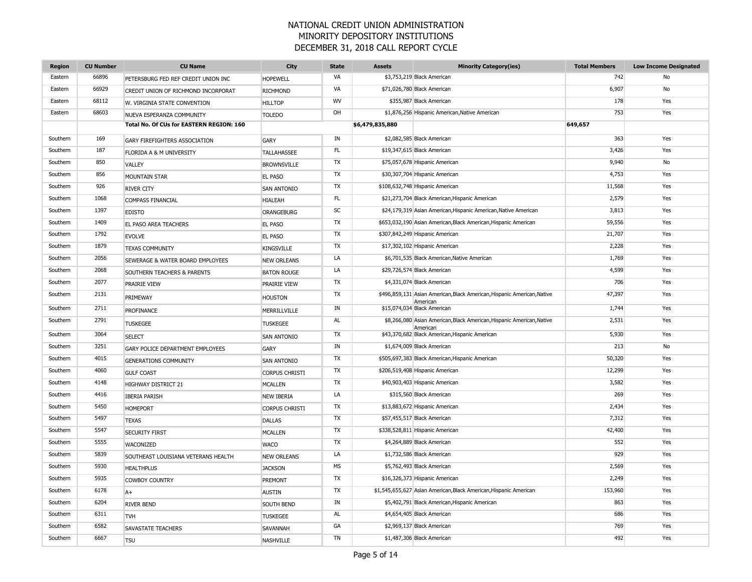# NATIONAL CREDIT UNION ADMINISTRATION
## MINORITY DEPOSITORY INSTITUTIONS
## DECEMBER 31, 2018 CALL REPORT CYCLE

| Region | CU Number | CU Name | City | State | Assets | Minority Category(ies) | Total Members | Low Income Designated |
|---|---|---|---|---|---|---|---|---|
| Eastern | 66896 | PETERSBURG FED REF CREDIT UNION INC | HOPEWELL | VA | $3,753,219 | Black American | 742 | No |
| Eastern | 66929 | CREDIT UNION OF RICHMOND INCORPORAT | RICHMOND | VA | $71,026,780 | Black American | 6,907 | No |
| Eastern | 68112 | W. VIRGINIA STATE CONVENTION | HILLTOP | WV | $355,987 | Black American | 178 | Yes |
| Eastern | 68603 | NUEVA ESPERANZA COMMUNITY | TOLEDO | OH | $1,876,256 | Hispanic American,Native American | 753 | Yes |
| | | **Total No. Of CUs for EASTERN REGION: 160** | | | **$6,479,835,880** | | **649,657** | |
| Southern | 169 | GARY FIREFIGHTERS ASSOCIATION | GARY | IN | $2,082,585 | Black American | 363 | Yes |
| Southern | 187 | FLORIDA A & M UNIVERSITY | TALLAHASSEE | FL | $19,347,615 | Black American | 3,426 | Yes |
| Southern | 850 | VALLEY | BROWNSVILLE | TX | $75,057,678 | Hispanic American | 9,940 | No |
| Southern | 856 | MOUNTAIN STAR | EL PASO | TX | $30,307,704 | Hispanic American | 4,753 | Yes |
| Southern | 926 | RIVER CITY | SAN ANTONIO | TX | $108,632,748 | Hispanic American | 11,568 | Yes |
| Southern | 1068 | COMPASS FINANCIAL | HIALEAH | FL | $21,273,704 | Black American,Hispanic American | 2,579 | Yes |
| Southern | 1397 | EDISTO | ORANGEBURG | SC | $24,179,319 | Asian American,Hispanic American,Native American | 3,813 | Yes |
| Southern | 1409 | EL PASO AREA TEACHERS | EL PASO | TX | $653,032,190 | Asian American,Black American,Hispanic American | 59,556 | Yes |
| Southern | 1792 | EVOLVE | EL PASO | TX | $307,842,249 | Hispanic American | 21,707 | Yes |
| Southern | 1879 | TEXAS COMMUNITY | KINGSVILLE | TX | $17,302,102 | Hispanic American | 2,228 | Yes |
| Southern | 2056 | SEWERAGE & WATER BOARD EMPLOYEES | NEW ORLEANS | LA | $6,701,535 | Black American,Native American | 1,769 | Yes |
| Southern | 2068 | SOUTHERN TEACHERS & PARENTS | BATON ROUGE | LA | $29,726,574 | Black American | 4,599 | Yes |
| Southern | 2077 | PRAIRIE VIEW | PRAIRIE VIEW | TX | $4,331,074 | Black American | 706 | Yes |
| Southern | 2131 | PRIMEWAY | HOUSTON | TX | $496,859,131 | Asian American,Black American,Hispanic American,Native American | 47,397 | Yes |
| Southern | 2711 | PROFINANCE | MERRILLVILLE | IN | $15,074,034 | Black American | 1,744 | Yes |
| Southern | 2791 | TUSKEGEE | TUSKEGEE | AL | $8,266,080 | Asian American,Black American,Hispanic American,Native American | 2,531 | Yes |
| Southern | 3064 | SELECT | SAN ANTONIO | TX | $43,370,682 | Black American,Hispanic American | 5,930 | Yes |
| Southern | 3251 | GARY POLICE DEPARTMENT EMPLOYEES | GARY | IN | $1,674,009 | Black American | 213 | No |
| Southern | 4015 | GENERATIONS COMMUNITY | SAN ANTONIO | TX | $505,697,383 | Black American,Hispanic American | 50,320 | Yes |
| Southern | 4060 | GULF COAST | CORPUS CHRISTI | TX | $206,519,408 | Hispanic American | 12,299 | Yes |
| Southern | 4148 | HIGHWAY DISTRICT 21 | MCALLEN | TX | $40,903,403 | Hispanic American | 3,582 | Yes |
| Southern | 4416 | IBERIA PARISH | NEW IBERIA | LA | $315,560 | Black American | 269 | Yes |
| Southern | 5450 | HOMEPORT | CORPUS CHRISTI | TX | $13,883,672 | Hispanic American | 2,434 | Yes |
| Southern | 5497 | TEXAS | DALLAS | TX | $57,455,517 | Black American | 7,312 | Yes |
| Southern | 5547 | SECURITY FIRST | MCALLEN | TX | $338,528,811 | Hispanic American | 42,400 | Yes |
| Southern | 5555 | WACONIZED | WACO | TX | $4,264,889 | Black American | 552 | Yes |
| Southern | 5839 | SOUTHEAST LOUISIANA VETERANS HEALTH | NEW ORLEANS | LA | $1,732,586 | Black American | 929 | Yes |
| Southern | 5930 | HEALTHPLUS | JACKSON | MS | $5,762,493 | Black American | 2,569 | Yes |
| Southern | 5935 | COWBOY COUNTRY | PREMONT | TX | $16,326,373 | Hispanic American | 2,249 | Yes |
| Southern | 6178 | A+ | AUSTIN | TX | $1,545,655,627 | Asian American,Black American,Hispanic American | 153,960 | Yes |
| Southern | 6204 | RIVER BEND | SOUTH BEND | IN | $5,402,791 | Black American,Hispanic American | 863 | Yes |
| Southern | 6311 | TVH | TUSKEGEE | AL | $4,654,405 | Black American | 686 | Yes |
| Southern | 6582 | SAVASTATE TEACHERS | SAVANNAH | GA | $2,969,137 | Black American | 769 | Yes |
| Southern | 6667 | TSU | NASHVILLE | TN | $1,487,306 | Black American | 492 | Yes |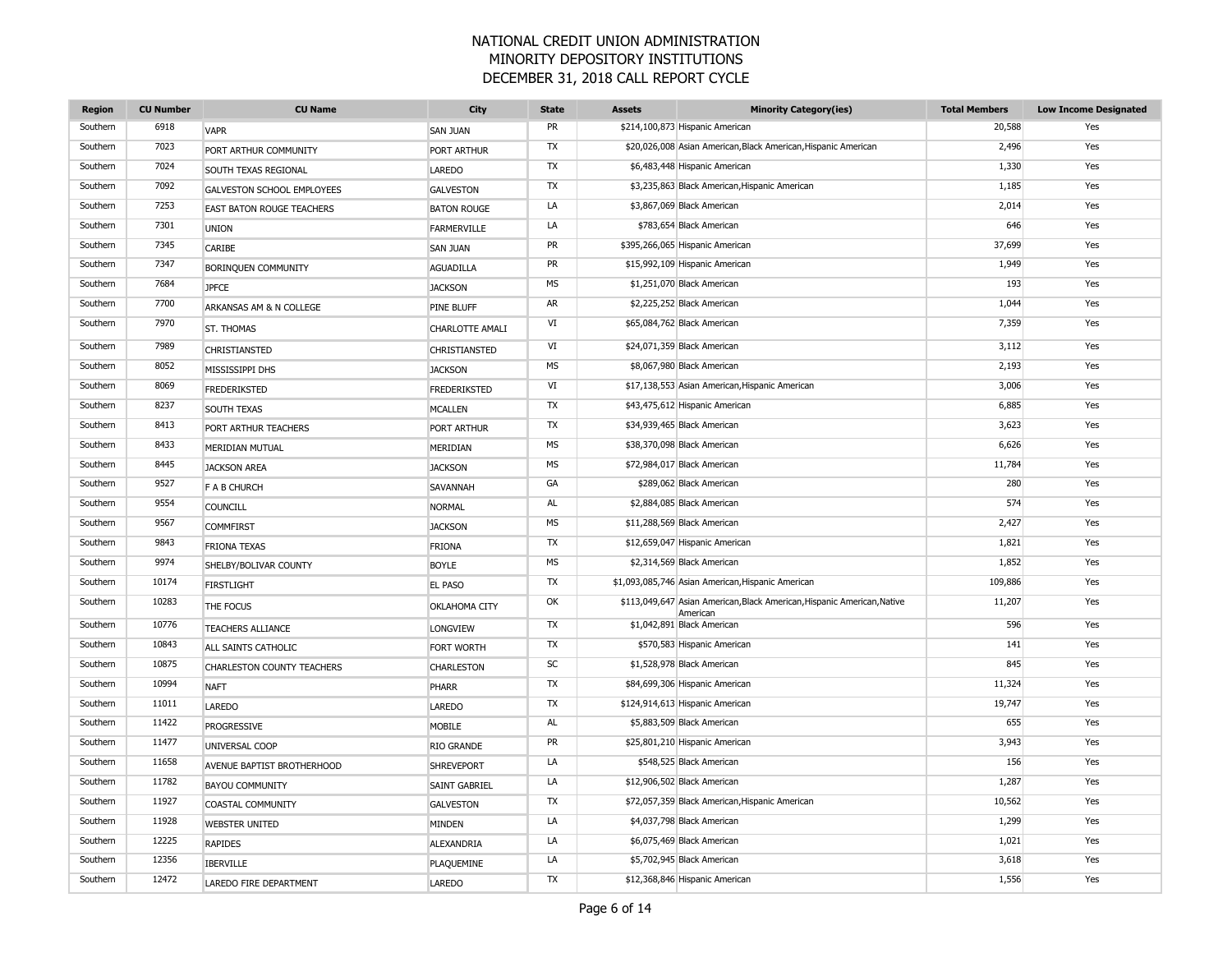# NATIONAL CREDIT UNION ADMINISTRATION
## MINORITY DEPOSITORY INSTITUTIONS
## DECEMBER 31, 2018 CALL REPORT CYCLE

| Region | CU Number | CU Name | City | State | Assets | Minority Category(ies) | Total Members | Low Income Designated |
|---|---|---|---|---|---|---|---|---|
| Southern | 6918 | VAPR | SAN JUAN | PR | $214,100,873 | Hispanic American | 20,588 | Yes |
| Southern | 7023 | PORT ARTHUR COMMUNITY | PORT ARTHUR | TX | $20,026,008 | Asian American,Black American,Hispanic American | 2,496 | Yes |
| Southern | 7024 | SOUTH TEXAS REGIONAL | LAREDO | TX | $6,483,448 | Hispanic American | 1,330 | Yes |
| Southern | 7092 | GALVESTON SCHOOL EMPLOYEES | GALVESTON | TX | $3,235,863 | Black American,Hispanic American | 1,185 | Yes |
| Southern | 7253 | EAST BATON ROUGE TEACHERS | BATON ROUGE | LA | $3,867,069 | Black American | 2,014 | Yes |
| Southern | 7301 | UNION | FARMERVILLE | LA | $783,654 | Black American | 646 | Yes |
| Southern | 7345 | CARIBE | SAN JUAN | PR | $395,266,065 | Hispanic American | 37,699 | Yes |
| Southern | 7347 | BORINQUEN COMMUNITY | AGUADILLA | PR | $15,992,109 | Hispanic American | 1,949 | Yes |
| Southern | 7684 | JPFCE | JACKSON | MS | $1,251,070 | Black American | 193 | Yes |
| Southern | 7700 | ARKANSAS AM & N COLLEGE | PINE BLUFF | AR | $2,225,252 | Black American | 1,044 | Yes |
| Southern | 7970 | ST. THOMAS | CHARLOTTE AMALI | VI | $65,084,762 | Black American | 7,359 | Yes |
| Southern | 7989 | CHRISTIANSTED | CHRISTIANSTED | VI | $24,071,359 | Black American | 3,112 | Yes |
| Southern | 8052 | MISSISSIPPI DHS | JACKSON | MS | $8,067,980 | Black American | 2,193 | Yes |
| Southern | 8069 | FREDERIKSTED | FREDERIKSTED | VI | $17,138,553 | Asian American,Hispanic American | 3,006 | Yes |
| Southern | 8237 | SOUTH TEXAS | MCALLEN | TX | $43,475,612 | Hispanic American | 6,885 | Yes |
| Southern | 8413 | PORT ARTHUR TEACHERS | PORT ARTHUR | TX | $34,939,465 | Black American | 3,623 | Yes |
| Southern | 8433 | MERIDIAN MUTUAL | MERIDIAN | MS | $38,370,098 | Black American | 6,626 | Yes |
| Southern | 8445 | JACKSON AREA | JACKSON | MS | $72,984,017 | Black American | 11,784 | Yes |
| Southern | 9527 | F A B CHURCH | SAVANNAH | GA | $289,062 | Black American | 280 | Yes |
| Southern | 9554 | COUNCILL | NORMAL | AL | $2,884,085 | Black American | 574 | Yes |
| Southern | 9567 | COMMFIRST | JACKSON | MS | $11,288,569 | Black American | 2,427 | Yes |
| Southern | 9843 | FRIONA TEXAS | FRIONA | TX | $12,659,047 | Hispanic American | 1,821 | Yes |
| Southern | 9974 | SHELBY/BOLIVAR COUNTY | BOYLE | MS | $2,314,569 | Black American | 1,852 | Yes |
| Southern | 10174 | FIRSTLIGHT | EL PASO | TX | $1,093,085,746 | Asian American,Hispanic American | 109,886 | Yes |
| Southern | 10283 | THE FOCUS | OKLAHOMA CITY | OK | $113,049,647 | Asian American,Black American,Hispanic American,Native American | 11,207 | Yes |
| Southern | 10776 | TEACHERS ALLIANCE | LONGVIEW | TX | $1,042,891 | Black American | 596 | Yes |
| Southern | 10843 | ALL SAINTS CATHOLIC | FORT WORTH | TX | $570,583 | Hispanic American | 141 | Yes |
| Southern | 10875 | CHARLESTON COUNTY TEACHERS | CHARLESTON | SC | $1,528,978 | Black American | 845 | Yes |
| Southern | 10994 | NAFT | PHARR | TX | $84,699,306 | Hispanic American | 11,324 | Yes |
| Southern | 11011 | LAREDO | LAREDO | TX | $124,914,613 | Hispanic American | 19,747 | Yes |
| Southern | 11422 | PROGRESSIVE | MOBILE | AL | $5,883,509 | Black American | 655 | Yes |
| Southern | 11477 | UNIVERSAL COOP | RIO GRANDE | PR | $25,801,210 | Hispanic American | 3,943 | Yes |
| Southern | 11658 | AVENUE BAPTIST BROTHERHOOD | SHREVEPORT | LA | $548,525 | Black American | 156 | Yes |
| Southern | 11782 | BAYOU COMMUNITY | SAINT GABRIEL | LA | $12,906,502 | Black American | 1,287 | Yes |
| Southern | 11927 | COASTAL COMMUNITY | GALVESTON | TX | $72,057,359 | Black American,Hispanic American | 10,562 | Yes |
| Southern | 11928 | WEBSTER UNITED | MINDEN | LA | $4,037,798 | Black American | 1,299 | Yes |
| Southern | 12225 | RAPIDES | ALEXANDRIA | LA | $6,075,469 | Black American | 1,021 | Yes |
| Southern | 12356 | IBERVILLE | PLAQUEMINE | LA | $5,702,945 | Black American | 3,618 | Yes |
| Southern | 12472 | LAREDO FIRE DEPARTMENT | LAREDO | TX | $12,368,846 | Hispanic American | 1,556 | Yes |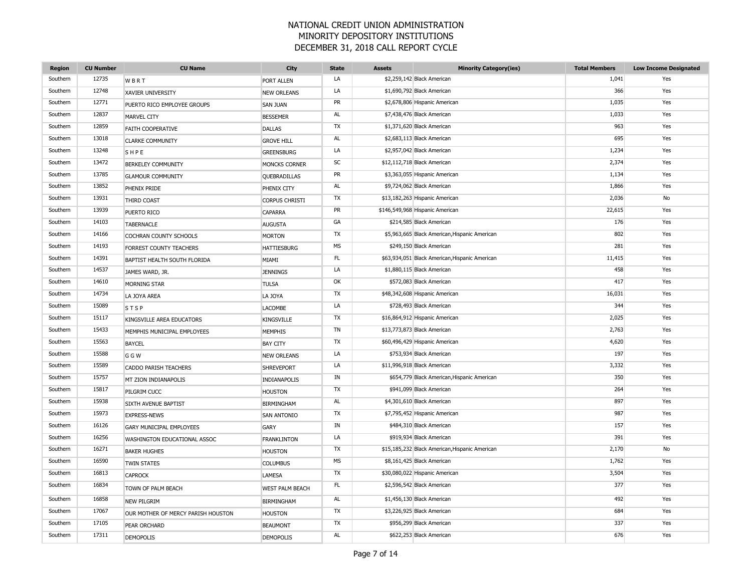# NATIONAL CREDIT UNION ADMINISTRATION
## MINORITY DEPOSITORY INSTITUTIONS
## DECEMBER 31, 2018 CALL REPORT CYCLE

| Region | CU Number | CU Name | City | State | Assets | Minority Category(ies) | Total Members | Low Income Designated |
|---|---|---|---|---|---|---|---|---|
| Southern | 12735 | W B R T | PORT ALLEN | LA | $2,259,142 | Black American | 1,041 | Yes |
| Southern | 12748 | XAVIER UNIVERSITY | NEW ORLEANS | LA | $1,690,792 | Black American | 366 | Yes |
| Southern | 12771 | PUERTO RICO EMPLOYEE GROUPS | SAN JUAN | PR | $2,678,806 | Hispanic American | 1,035 | Yes |
| Southern | 12837 | MARVEL CITY | BESSEMER | AL | $7,438,476 | Black American | 1,033 | Yes |
| Southern | 12859 | FAITH COOPERATIVE | DALLAS | TX | $1,371,620 | Black American | 963 | Yes |
| Southern | 13018 | CLARKE COMMUNITY | GROVE HILL | AL | $2,683,113 | Black American | 695 | Yes |
| Southern | 13248 | S H P E | GREENSBURG | LA | $2,957,042 | Black American | 1,234 | Yes |
| Southern | 13472 | BERKELEY COMMUNITY | MONCKS CORNER | SC | $12,112,718 | Black American | 2,374 | Yes |
| Southern | 13785 | GLAMOUR COMMUNITY | QUEBRADILLAS | PR | $3,363,055 | Hispanic American | 1,134 | Yes |
| Southern | 13852 | PHENIX PRIDE | PHENIX CITY | AL | $9,724,062 | Black American | 1,866 | Yes |
| Southern | 13931 | THIRD COAST | CORPUS CHRISTI | TX | $13,182,263 | Hispanic American | 2,036 | No |
| Southern | 13939 | PUERTO RICO | CAPARRA | PR | $146,549,968 | Hispanic American | 22,615 | Yes |
| Southern | 14103 | TABERNACLE | AUGUSTA | GA | $214,585 | Black American | 176 | Yes |
| Southern | 14166 | COCHRAN COUNTY SCHOOLS | MORTON | TX | $5,963,665 | Black American,Hispanic American | 802 | Yes |
| Southern | 14193 | FORREST COUNTY TEACHERS | HATTIESBURG | MS | $249,150 | Black American | 281 | Yes |
| Southern | 14391 | BAPTIST HEALTH SOUTH FLORIDA | MIAMI | FL | $63,934,051 | Black American,Hispanic American | 11,415 | Yes |
| Southern | 14537 | JAMES WARD, JR. | JENNINGS | LA | $1,880,115 | Black American | 458 | Yes |
| Southern | 14610 | MORNING STAR | TULSA | OK | $572,083 | Black American | 417 | Yes |
| Southern | 14734 | LA JOYA AREA | LA JOYA | TX | $48,342,608 | Hispanic American | 16,031 | Yes |
| Southern | 15089 | S T S P | LACOMBE | LA | $728,493 | Black American | 344 | Yes |
| Southern | 15117 | KINGSVILLE AREA EDUCATORS | KINGSVILLE | TX | $16,864,912 | Hispanic American | 2,025 | Yes |
| Southern | 15433 | MEMPHIS MUNICIPAL EMPLOYEES | MEMPHIS | TN | $13,773,873 | Black American | 2,763 | Yes |
| Southern | 15563 | BAYCEL | BAY CITY | TX | $60,496,429 | Hispanic American | 4,620 | Yes |
| Southern | 15588 | G G W | NEW ORLEANS | LA | $753,934 | Black American | 197 | Yes |
| Southern | 15589 | CADDO PARISH TEACHERS | SHREVEPORT | LA | $11,996,918 | Black American | 3,332 | Yes |
| Southern | 15757 | MT ZION INDIANAPOLIS | INDIANAPOLIS | IN | $654,779 | Black American,Hispanic American | 350 | Yes |
| Southern | 15817 | PILGRIM CUCC | HOUSTON | TX | $941,099 | Black American | 264 | Yes |
| Southern | 15938 | SIXTH AVENUE BAPTIST | BIRMINGHAM | AL | $4,301,610 | Black American | 897 | Yes |
| Southern | 15973 | EXPRESS-NEWS | SAN ANTONIO | TX | $7,795,452 | Hispanic American | 987 | Yes |
| Southern | 16126 | GARY MUNICIPAL EMPLOYEES | GARY | IN | $484,310 | Black American | 157 | Yes |
| Southern | 16256 | WASHINGTON EDUCATIONAL ASSOC | FRANKLINTON | LA | $919,934 | Black American | 391 | Yes |
| Southern | 16271 | BAKER HUGHES | HOUSTON | TX | $15,185,232 | Black American,Hispanic American | 2,170 | No |
| Southern | 16590 | TWIN STATES | COLUMBUS | MS | $8,161,425 | Black American | 1,762 | Yes |
| Southern | 16813 | CAPROCK | LAMESA | TX | $30,080,022 | Hispanic American | 3,504 | Yes |
| Southern | 16834 | TOWN OF PALM BEACH | WEST PALM BEACH | FL | $2,596,542 | Black American | 377 | Yes |
| Southern | 16858 | NEW PILGRIM | BIRMINGHAM | AL | $1,456,130 | Black American | 492 | Yes |
| Southern | 17067 | OUR MOTHER OF MERCY PARISH HOUSTON | HOUSTON | TX | $3,226,925 | Black American | 684 | Yes |
| Southern | 17105 | PEAR ORCHARD | BEAUMONT | TX | $956,299 | Black American | 337 | Yes |
| Southern | 17311 | DEMOPOLIS | DEMOPOLIS | AL | $622,253 | Black American | 676 | Yes |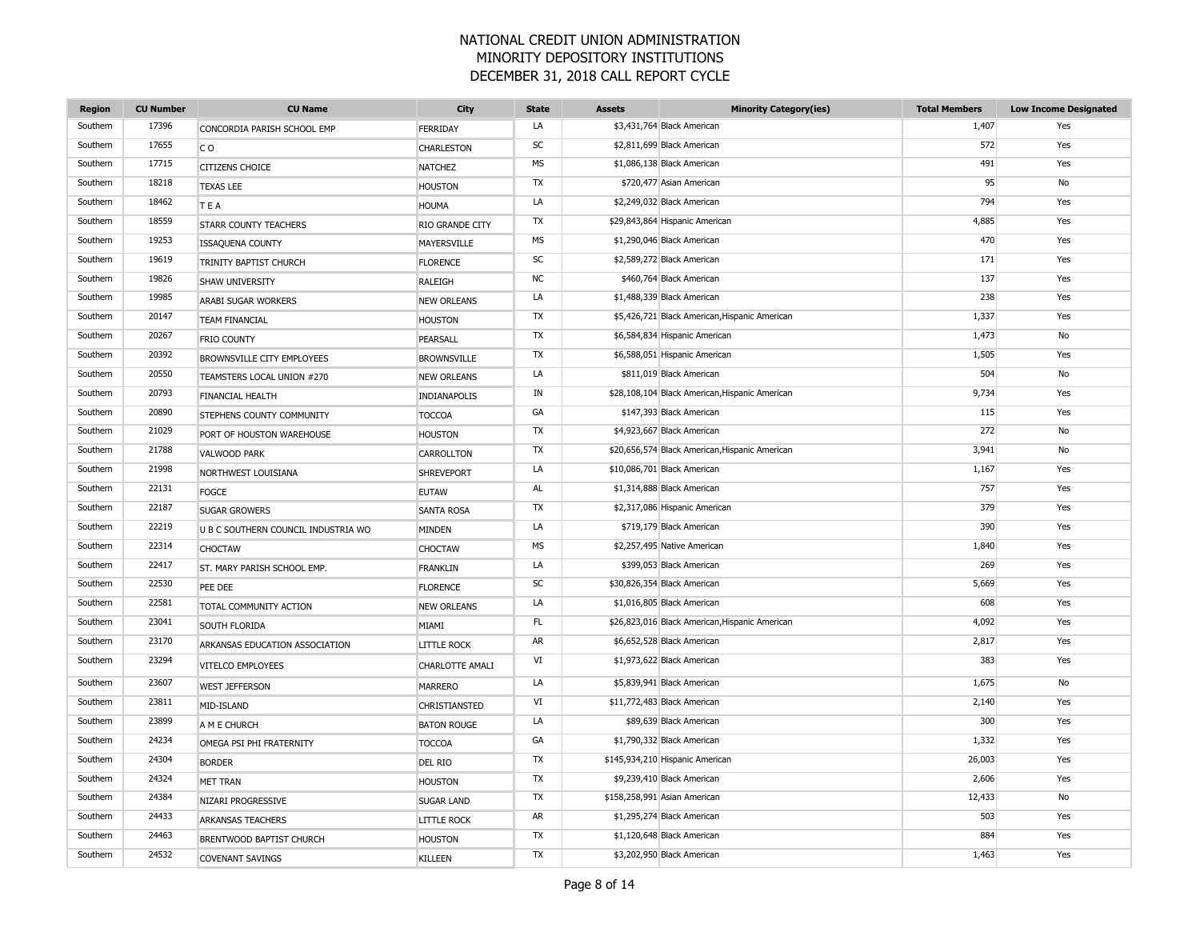# NATIONAL CREDIT UNION ADMINISTRATION
# MINORITY DEPOSITORY INSTITUTIONS
# DECEMBER 31, 2018 CALL REPORT CYCLE

| Region | CU Number | CU Name | City | State | Assets | Minority Category(ies) | Total Members | Low Income Designated |
|---|---|---|---|---|---|---|---|---|
| Southern | 17396 | CONCORDIA PARISH SCHOOL EMP | FERRIDAY | LA | $3,431,764 | Black American | 1,407 | Yes |
| Southern | 17655 | C O | CHARLESTON | SC | $2,811,699 | Black American | 572 | Yes |
| Southern | 17715 | CITIZENS CHOICE | NATCHEZ | MS | $1,086,138 | Black American | 491 | Yes |
| Southern | 18218 | TEXAS LEE | HOUSTON | TX | $720,477 | Asian American | 95 | No |
| Southern | 18462 | T E A | HOUMA | LA | $2,249,032 | Black American | 794 | Yes |
| Southern | 18559 | STARR COUNTY TEACHERS | RIO GRANDE CITY | TX | $29,843,864 | Hispanic American | 4,885 | Yes |
| Southern | 19253 | ISSAQUENA COUNTY | MAYERSVILLE | MS | $1,290,046 | Black American | 470 | Yes |
| Southern | 19619 | TRINITY BAPTIST CHURCH | FLORENCE | SC | $2,589,272 | Black American | 171 | Yes |
| Southern | 19826 | SHAW UNIVERSITY | RALEIGH | NC | $460,764 | Black American | 137 | Yes |
| Southern | 19985 | ARABI SUGAR WORKERS | NEW ORLEANS | LA | $1,488,339 | Black American | 238 | Yes |
| Southern | 20147 | TEAM FINANCIAL | HOUSTON | TX | $5,426,721 | Black American,Hispanic American | 1,337 | Yes |
| Southern | 20267 | FRIO COUNTY | PEARSALL | TX | $6,584,834 | Hispanic American | 1,473 | No |
| Southern | 20392 | BROWNSVILLE CITY EMPLOYEES | BROWNSVILLE | TX | $6,588,051 | Hispanic American | 1,505 | Yes |
| Southern | 20550 | TEAMSTERS LOCAL UNION #270 | NEW ORLEANS | LA | $811,019 | Black American | 504 | No |
| Southern | 20793 | FINANCIAL HEALTH | INDIANAPOLIS | IN | $28,108,104 | Black American,Hispanic American | 9,734 | Yes |
| Southern | 20890 | STEPHENS COUNTY COMMUNITY | TOCCOA | GA | $147,393 | Black American | 115 | Yes |
| Southern | 21029 | PORT OF HOUSTON WAREHOUSE | HOUSTON | TX | $4,923,667 | Black American | 272 | No |
| Southern | 21788 | VALWOOD PARK | CARROLLTON | TX | $20,656,574 | Black American,Hispanic American | 3,941 | No |
| Southern | 21998 | NORTHWEST LOUISIANA | SHREVEPORT | LA | $10,086,701 | Black American | 1,167 | Yes |
| Southern | 22131 | FOGCE | EUTAW | AL | $1,314,888 | Black American | 757 | Yes |
| Southern | 22187 | SUGAR GROWERS | SANTA ROSA | TX | $2,317,086 | Hispanic American | 379 | Yes |
| Southern | 22219 | U B C SOUTHERN COUNCIL INDUSTRIA WO | MINDEN | LA | $719,179 | Black American | 390 | Yes |
| Southern | 22314 | CHOCTAW | CHOCTAW | MS | $2,257,495 | Native American | 1,840 | Yes |
| Southern | 22417 | ST. MARY PARISH SCHOOL EMP. | FRANKLIN | LA | $399,053 | Black American | 269 | Yes |
| Southern | 22530 | PEE DEE | FLORENCE | SC | $30,826,354 | Black American | 5,669 | Yes |
| Southern | 22581 | TOTAL COMMUNITY ACTION | NEW ORLEANS | LA | $1,016,805 | Black American | 608 | Yes |
| Southern | 23041 | SOUTH FLORIDA | MIAMI | FL | $26,823,016 | Black American,Hispanic American | 4,092 | Yes |
| Southern | 23170 | ARKANSAS EDUCATION ASSOCIATION | LITTLE ROCK | AR | $6,652,528 | Black American | 2,817 | Yes |
| Southern | 23294 | VITELCO EMPLOYEES | CHARLOTTE AMALI | VI | $1,973,622 | Black American | 383 | Yes |
| Southern | 23607 | WEST JEFFERSON | MARRERO | LA | $5,839,941 | Black American | 1,675 | No |
| Southern | 23811 | MID-ISLAND | CHRISTIANSTED | VI | $11,772,483 | Black American | 2,140 | Yes |
| Southern | 23899 | A M E CHURCH | BATON ROUGE | LA | $89,639 | Black American | 300 | Yes |
| Southern | 24234 | OMEGA PSI PHI FRATERNITY | TOCCOA | GA | $1,790,332 | Black American | 1,332 | Yes |
| Southern | 24304 | BORDER | DEL RIO | TX | $145,934,210 | Hispanic American | 26,003 | Yes |
| Southern | 24324 | MET TRAN | HOUSTON | TX | $9,239,410 | Black American | 2,606 | Yes |
| Southern | 24384 | NIZARI PROGRESSIVE | SUGAR LAND | TX | $158,258,991 | Asian American | 12,433 | No |
| Southern | 24433 | ARKANSAS TEACHERS | LITTLE ROCK | AR | $1,295,274 | Black American | 503 | Yes |
| Southern | 24463 | BRENTWOOD BAPTIST CHURCH | HOUSTON | TX | $1,120,648 | Black American | 884 | Yes |
| Southern | 24532 | COVENANT SAVINGS | KILLEEN | TX | $3,202,950 | Black American | 1,463 | Yes |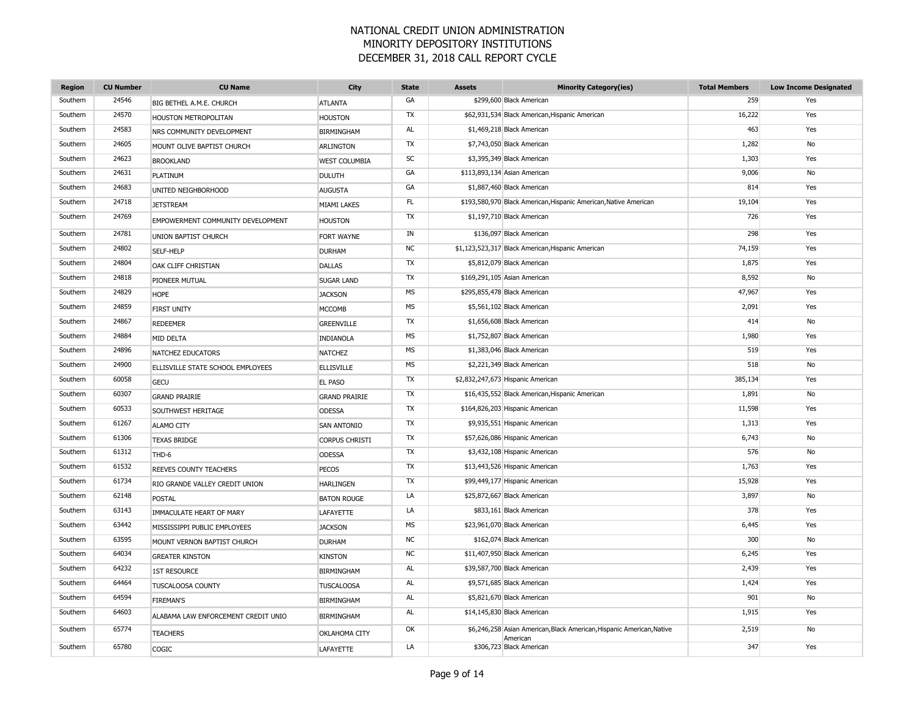# NATIONAL CREDIT UNION ADMINISTRATION
# MINORITY DEPOSITORY INSTITUTIONS
# DECEMBER 31, 2018 CALL REPORT CYCLE

| Region | CU Number | CU Name | City | State | Assets | Minority Category(ies) | Total Members | Low Income Designated |
|---|---|---|---|---|---|---|---|---|
| Southern | 24546 | BIG BETHEL A.M.E. CHURCH | ATLANTA | GA | $299,600 | Black American | 259 | Yes |
| Southern | 24570 | HOUSTON METROPOLITAN | HOUSTON | TX | $62,931,534 | Black American,Hispanic American | 16,222 | Yes |
| Southern | 24583 | NRS COMMUNITY DEVELOPMENT | BIRMINGHAM | AL | $1,469,218 | Black American | 463 | Yes |
| Southern | 24605 | MOUNT OLIVE BAPTIST CHURCH | ARLINGTON | TX | $7,743,050 | Black American | 1,282 | No |
| Southern | 24623 | BROOKLAND | WEST COLUMBIA | SC | $3,395,349 | Black American | 1,303 | Yes |
| Southern | 24631 | PLATINUM | DULUTH | GA | $113,893,134 | Asian American | 9,006 | No |
| Southern | 24683 | UNITED NEIGHBORHOOD | AUGUSTA | GA | $1,887,460 | Black American | 814 | Yes |
| Southern | 24718 | JETSTREAM | MIAMI LAKES | FL | $193,580,970 | Black American,Hispanic American,Native American | 19,104 | Yes |
| Southern | 24769 | EMPOWERMENT COMMUNITY DEVELOPMENT | HOUSTON | TX | $1,197,710 | Black American | 726 | Yes |
| Southern | 24781 | UNION BAPTIST CHURCH | FORT WAYNE | IN | $136,097 | Black American | 298 | Yes |
| Southern | 24802 | SELF-HELP | DURHAM | NC | $1,123,523,317 | Black American,Hispanic American | 74,159 | Yes |
| Southern | 24804 | OAK CLIFF CHRISTIAN | DALLAS | TX | $5,812,079 | Black American | 1,875 | Yes |
| Southern | 24818 | PIONEER MUTUAL | SUGAR LAND | TX | $169,291,105 | Asian American | 8,592 | No |
| Southern | 24829 | HOPE | JACKSON | MS | $295,855,478 | Black American | 47,967 | Yes |
| Southern | 24859 | FIRST UNITY | MCCOMB | MS | $5,561,102 | Black American | 2,091 | Yes |
| Southern | 24867 | REDEEMER | GREENVILLE | TX | $1,656,608 | Black American | 414 | No |
| Southern | 24884 | MID DELTA | INDIANOLA | MS | $1,752,807 | Black American | 1,980 | Yes |
| Southern | 24896 | NATCHEZ EDUCATORS | NATCHEZ | MS | $1,383,046 | Black American | 519 | Yes |
| Southern | 24900 | ELLISVILLE STATE SCHOOL EMPLOYEES | ELLISVILLE | MS | $2,221,349 | Black American | 518 | No |
| Southern | 60058 | GECU | EL PASO | TX | $2,832,247,673 | Hispanic American | 385,134 | Yes |
| Southern | 60307 | GRAND PRAIRIE | GRAND PRAIRIE | TX | $16,435,552 | Black American,Hispanic American | 1,891 | No |
| Southern | 60533 | SOUTHWEST HERITAGE | ODESSA | TX | $164,826,203 | Hispanic American | 11,598 | Yes |
| Southern | 61267 | ALAMO CITY | SAN ANTONIO | TX | $9,935,551 | Hispanic American | 1,313 | Yes |
| Southern | 61306 | TEXAS BRIDGE | CORPUS CHRISTI | TX | $57,626,086 | Hispanic American | 6,743 | No |
| Southern | 61312 | THD-6 | ODESSA | TX | $3,432,108 | Hispanic American | 576 | No |
| Southern | 61532 | REEVES COUNTY TEACHERS | PECOS | TX | $13,443,526 | Hispanic American | 1,763 | Yes |
| Southern | 61734 | RIO GRANDE VALLEY CREDIT UNION | HARLINGEN | TX | $99,449,177 | Hispanic American | 15,928 | Yes |
| Southern | 62148 | POSTAL | BATON ROUGE | LA | $25,872,667 | Black American | 3,897 | No |
| Southern | 63143 | IMMACULATE HEART OF MARY | LAFAYETTE | LA | $833,161 | Black American | 378 | Yes |
| Southern | 63442 | MISSISSIPPI PUBLIC EMPLOYEES | JACKSON | MS | $23,961,070 | Black American | 6,445 | Yes |
| Southern | 63595 | MOUNT VERNON BAPTIST CHURCH | DURHAM | NC | $162,074 | Black American | 300 | No |
| Southern | 64034 | GREATER KINSTON | KINSTON | NC | $11,407,950 | Black American | 6,245 | Yes |
| Southern | 64232 | 1ST RESOURCE | BIRMINGHAM | AL | $39,587,700 | Black American | 2,439 | Yes |
| Southern | 64464 | TUSCALOOSA COUNTY | TUSCALOOSA | AL | $9,571,685 | Black American | 1,424 | Yes |
| Southern | 64594 | FIREMAN'S | BIRMINGHAM | AL | $5,821,670 | Black American | 901 | No |
| Southern | 64603 | ALABAMA LAW ENFORCEMENT CREDIT UNIO | BIRMINGHAM | AL | $14,145,830 | Black American | 1,915 | Yes |
| Southern | 65774 | TEACHERS | OKLAHOMA CITY | OK | $6,246,258 | Asian American,Black American,Hispanic American,Native American | 2,519 | No |
| Southern | 65780 | COGIC | LAFAYETTE | LA | $306,723 | Black American | 347 | Yes |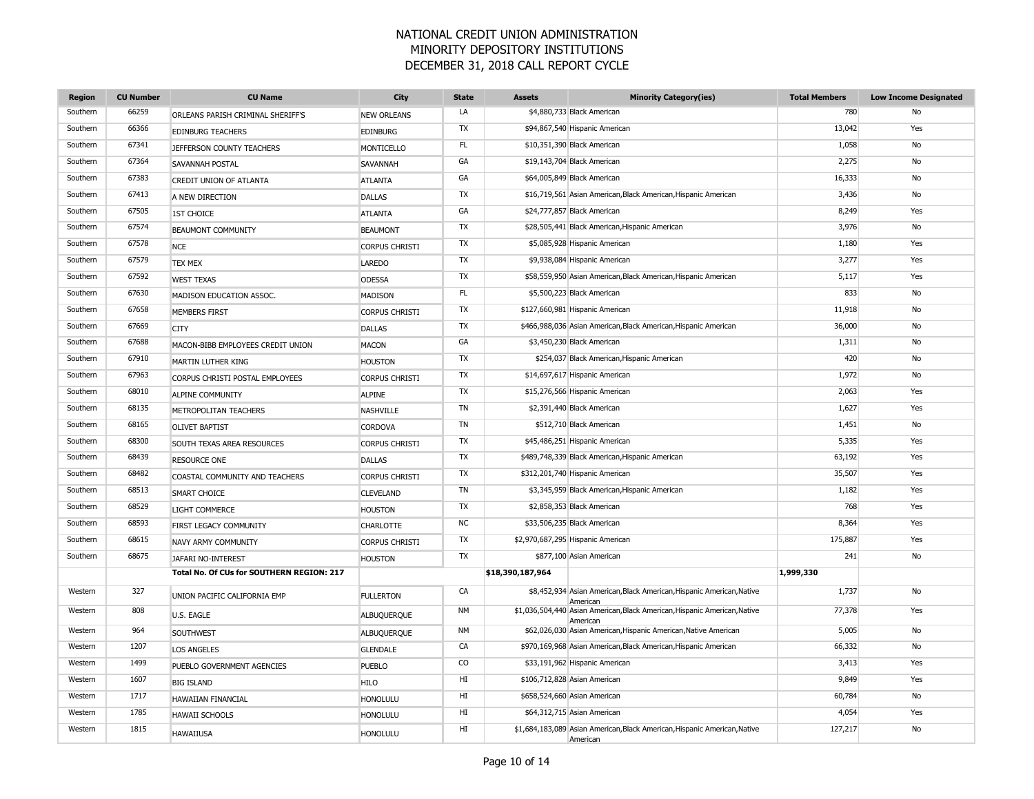# NATIONAL CREDIT UNION ADMINISTRATION
# MINORITY DEPOSITORY INSTITUTIONS
# DECEMBER 31, 2018 CALL REPORT CYCLE

| Region | CU Number | CU Name | City | State | Assets | Minority Category(ies) | Total Members | Low Income Designated |
|---|---|---|---|---|---|---|---|---|
| Southern | 66259 | ORLEANS PARISH CRIMINAL SHERIFF'S | NEW ORLEANS | LA | $4,880,733 | Black American | 780 | No |
| Southern | 66366 | EDINBURG TEACHERS | EDINBURG | TX | $94,867,540 | Hispanic American | 13,042 | Yes |
| Southern | 67341 | JEFFERSON COUNTY TEACHERS | MONTICELLO | FL | $10,351,390 | Black American | 1,058 | No |
| Southern | 67364 | SAVANNAH POSTAL | SAVANNAH | GA | $19,143,704 | Black American | 2,275 | No |
| Southern | 67383 | CREDIT UNION OF ATLANTA | ATLANTA | GA | $64,005,849 | Black American | 16,333 | No |
| Southern | 67413 | A NEW DIRECTION | DALLAS | TX | $16,719,561 | Asian American,Black American,Hispanic American | 3,436 | No |
| Southern | 67505 | 1ST CHOICE | ATLANTA | GA | $24,777,857 | Black American | 8,249 | Yes |
| Southern | 67574 | BEAUMONT COMMUNITY | BEAUMONT | TX | $28,505,441 | Black American,Hispanic American | 3,976 | No |
| Southern | 67578 | NCE | CORPUS CHRISTI | TX | $5,085,928 | Hispanic American | 1,180 | Yes |
| Southern | 67579 | TEX MEX | LAREDO | TX | $9,938,084 | Hispanic American | 3,277 | Yes |
| Southern | 67592 | WEST TEXAS | ODESSA | TX | $58,559,950 | Asian American,Black American,Hispanic American | 5,117 | Yes |
| Southern | 67630 | MADISON EDUCATION ASSOC. | MADISON | FL | $5,500,223 | Black American | 833 | No |
| Southern | 67658 | MEMBERS FIRST | CORPUS CHRISTI | TX | $127,660,981 | Hispanic American | 11,918 | No |
| Southern | 67669 | CITY | DALLAS | TX | $466,988,036 | Asian American,Black American,Hispanic American | 36,000 | No |
| Southern | 67688 | MACON-BIBB EMPLOYEES CREDIT UNION | MACON | GA | $3,450,230 | Black American | 1,311 | No |
| Southern | 67910 | MARTIN LUTHER KING | HOUSTON | TX | $254,037 | Black American,Hispanic American | 420 | No |
| Southern | 67963 | CORPUS CHRISTI POSTAL EMPLOYEES | CORPUS CHRISTI | TX | $14,697,617 | Hispanic American | 1,972 | No |
| Southern | 68010 | ALPINE COMMUNITY | ALPINE | TX | $15,276,566 | Hispanic American | 2,063 | Yes |
| Southern | 68135 | METROPOLITAN TEACHERS | NASHVILLE | TN | $2,391,440 | Black American | 1,627 | Yes |
| Southern | 68165 | OLIVET BAPTIST | CORDOVA | TN | $512,710 | Black American | 1,451 | No |
| Southern | 68300 | SOUTH TEXAS AREA RESOURCES | CORPUS CHRISTI | TX | $45,486,251 | Hispanic American | 5,335 | Yes |
| Southern | 68439 | RESOURCE ONE | DALLAS | TX | $489,748,339 | Black American,Hispanic American | 63,192 | Yes |
| Southern | 68482 | COASTAL COMMUNITY AND TEACHERS | CORPUS CHRISTI | TX | $312,201,740 | Hispanic American | 35,507 | Yes |
| Southern | 68513 | SMART CHOICE | CLEVELAND | TN | $3,345,959 | Black American,Hispanic American | 1,182 | Yes |
| Southern | 68529 | LIGHT COMMERCE | HOUSTON | TX | $2,858,353 | Black American | 768 | Yes |
| Southern | 68593 | FIRST LEGACY COMMUNITY | CHARLOTTE | NC | $33,506,235 | Black American | 8,364 | Yes |
| Southern | 68615 | NAVY ARMY COMMUNITY | CORPUS CHRISTI | TX | $2,970,687,295 | Hispanic American | 175,887 | Yes |
| Southern | 68675 | JAFARI NO-INTEREST | HOUSTON | TX | $877,100 | Asian American | 241 | No |
| | | **Total No. Of CUs for SOUTHERN REGION: 217** | | | **$18,390,187,964** | | **1,999,330** | |
| Western | 327 | UNION PACIFIC CALIFORNIA EMP | FULLERTON | CA | $8,452,934 | Asian American,Black American,Hispanic American,Native American | 1,737 | No |
| Western | 808 | U.S. EAGLE | ALBUQUERQUE | NM | $1,036,504,440 | Asian American,Black American,Hispanic American,Native American | 77,378 | Yes |
| Western | 964 | SOUTHWEST | ALBUQUERQUE | NM | $62,026,030 | Asian American,Hispanic American,Native American | 5,005 | No |
| Western | 1207 | LOS ANGELES | GLENDALE | CA | $970,169,968 | Asian American,Black American,Hispanic American | 66,332 | No |
| Western | 1499 | PUEBLO GOVERNMENT AGENCIES | PUEBLO | CO | $33,191,962 | Hispanic American | 3,413 | Yes |
| Western | 1607 | BIG ISLAND | HILO | HI | $106,712,828 | Asian American | 9,849 | Yes |
| Western | 1717 | HAWAIIAN FINANCIAL | HONOLULU | HI | $658,524,660 | Asian American | 60,784 | No |
| Western | 1785 | HAWAII SCHOOLS | HONOLULU | HI | $64,312,715 | Asian American | 4,054 | Yes |
| Western | 1815 | HAWAIIUSA | HONOLULU | HI | $1,684,183,089 | Asian American,Black American,Hispanic American,Native American | 127,217 | No |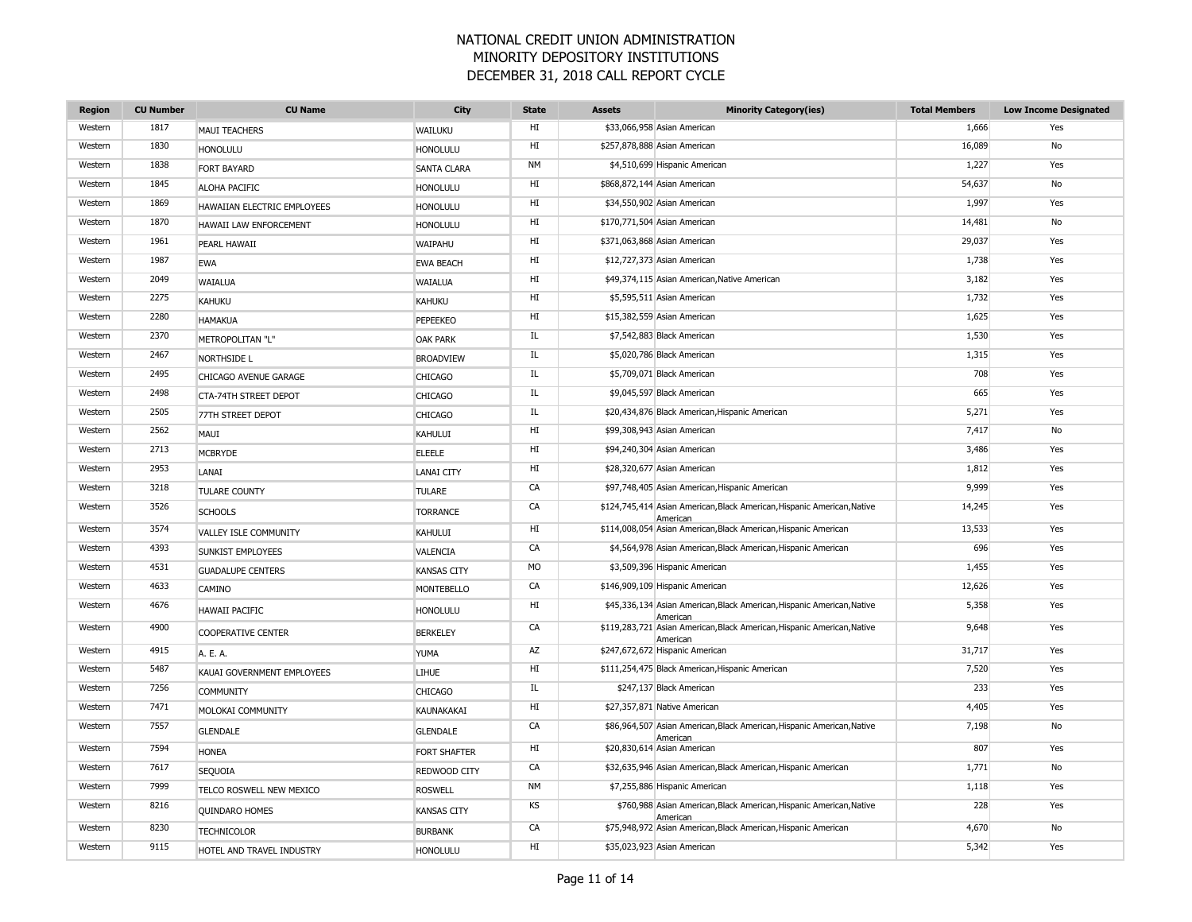# NATIONAL CREDIT UNION ADMINISTRATION
## MINORITY DEPOSITORY INSTITUTIONS
## DECEMBER 31, 2018 CALL REPORT CYCLE

| Region | CU Number | CU Name | City | State | Assets | Minority Category(ies) | Total Members | Low Income Designated |
|---|---|---|---|---|---|---|---|---|
| Western | 1817 | MAUI TEACHERS | WAILUKU | HI | $33,066,958 | Asian American | 1,666 | Yes |
| Western | 1830 | HONOLULU | HONOLULU | HI | $257,878,888 | Asian American | 16,089 | No |
| Western | 1838 | FORT BAYARD | SANTA CLARA | NM | $4,510,699 | Hispanic American | 1,227 | Yes |
| Western | 1845 | ALOHA PACIFIC | HONOLULU | HI | $868,872,144 | Asian American | 54,637 | No |
| Western | 1869 | HAWAIIAN ELECTRIC EMPLOYEES | HONOLULU | HI | $34,550,902 | Asian American | 1,997 | Yes |
| Western | 1870 | HAWAII LAW ENFORCEMENT | HONOLULU | HI | $170,771,504 | Asian American | 14,481 | No |
| Western | 1961 | PEARL HAWAII | WAIPAHU | HI | $371,063,868 | Asian American | 29,037 | Yes |
| Western | 1987 | EWA | EWA BEACH | HI | $12,727,373 | Asian American | 1,738 | Yes |
| Western | 2049 | WAIALUA | WAIALUA | HI | $49,374,115 | Asian American,Native American | 3,182 | Yes |
| Western | 2275 | KAHUKU | KAHUKU | HI | $5,595,511 | Asian American | 1,732 | Yes |
| Western | 2280 | HAMAKUA | PEPEEKEO | HI | $15,382,559 | Asian American | 1,625 | Yes |
| Western | 2370 | METROPOLITAN "L" | OAK PARK | IL | $7,542,883 | Black American | 1,530 | Yes |
| Western | 2467 | NORTHSIDE L | BROADVIEW | IL | $5,020,786 | Black American | 1,315 | Yes |
| Western | 2495 | CHICAGO AVENUE GARAGE | CHICAGO | IL | $5,709,071 | Black American | 708 | Yes |
| Western | 2498 | CTA-74TH STREET DEPOT | CHICAGO | IL | $9,045,597 | Black American | 665 | Yes |
| Western | 2505 | 77TH STREET DEPOT | CHICAGO | IL | $20,434,876 | Black American,Hispanic American | 5,271 | Yes |
| Western | 2562 | MAUI | KAHULUI | HI | $99,308,943 | Asian American | 7,417 | No |
| Western | 2713 | MCBRYDE | ELEELE | HI | $94,240,304 | Asian American | 3,486 | Yes |
| Western | 2953 | LANAI | LANAI CITY | HI | $28,320,677 | Asian American | 1,812 | Yes |
| Western | 3218 | TULARE COUNTY | TULARE | CA | $97,748,405 | Asian American,Hispanic American | 9,999 | Yes |
| Western | 3526 | SCHOOLS | TORRANCE | CA | $124,745,414 | Asian American,Black American,Hispanic American,Native American | 14,245 | Yes |
| Western | 3574 | VALLEY ISLE COMMUNITY | KAHULUI | HI | $114,008,054 | Asian American,Black American,Hispanic American | 13,533 | Yes |
| Western | 4393 | SUNKIST EMPLOYEES | VALENCIA | CA | $4,564,978 | Asian American,Black American,Hispanic American | 696 | Yes |
| Western | 4531 | GUADALUPE CENTERS | KANSAS CITY | MO | $3,509,396 | Hispanic American | 1,455 | Yes |
| Western | 4633 | CAMINO | MONTEBELLO | CA | $146,909,109 | Hispanic American | 12,626 | Yes |
| Western | 4676 | HAWAII PACIFIC | HONOLULU | HI | $45,336,134 | Asian American,Black American,Hispanic American,Native American | 5,358 | Yes |
| Western | 4900 | COOPERATIVE CENTER | BERKELEY | CA | $119,283,721 | Asian American,Black American,Hispanic American,Native American | 9,648 | Yes |
| Western | 4915 | A. E. A. | YUMA | AZ | $247,672,672 | Hispanic American | 31,717 | Yes |
| Western | 5487 | KAUAI GOVERNMENT EMPLOYEES | LIHUE | HI | $111,254,475 | Black American,Hispanic American | 7,520 | Yes |
| Western | 7256 | COMMUNITY | CHICAGO | IL | $247,137 | Black American | 233 | Yes |
| Western | 7471 | MOLOKAI COMMUNITY | KAUNAKAKAI | HI | $27,357,871 | Native American | 4,405 | Yes |
| Western | 7557 | GLENDALE | GLENDALE | CA | $86,964,507 | Asian American,Black American,Hispanic American,Native American | 7,198 | No |
| Western | 7594 | HONEA | FORT SHAFTER | HI | $20,830,614 | Asian American | 807 | Yes |
| Western | 7617 | SEQUOIA | REDWOOD CITY | CA | $32,635,946 | Asian American,Black American,Hispanic American | 1,771 | No |
| Western | 7999 | TELCO ROSWELL NEW MEXICO | ROSWELL | NM | $7,255,886 | Hispanic American | 1,118 | Yes |
| Western | 8216 | QUINDARO HOMES | KANSAS CITY | KS | $760,988 | Asian American,Black American,Hispanic American,Native American | 228 | Yes |
| Western | 8230 | TECHNICOLOR | BURBANK | CA | $75,948,972 | Asian American,Black American,Hispanic American | 4,670 | No |
| Western | 9115 | HOTEL AND TRAVEL INDUSTRY | HONOLULU | HI | $35,023,923 | Asian American | 5,342 | Yes |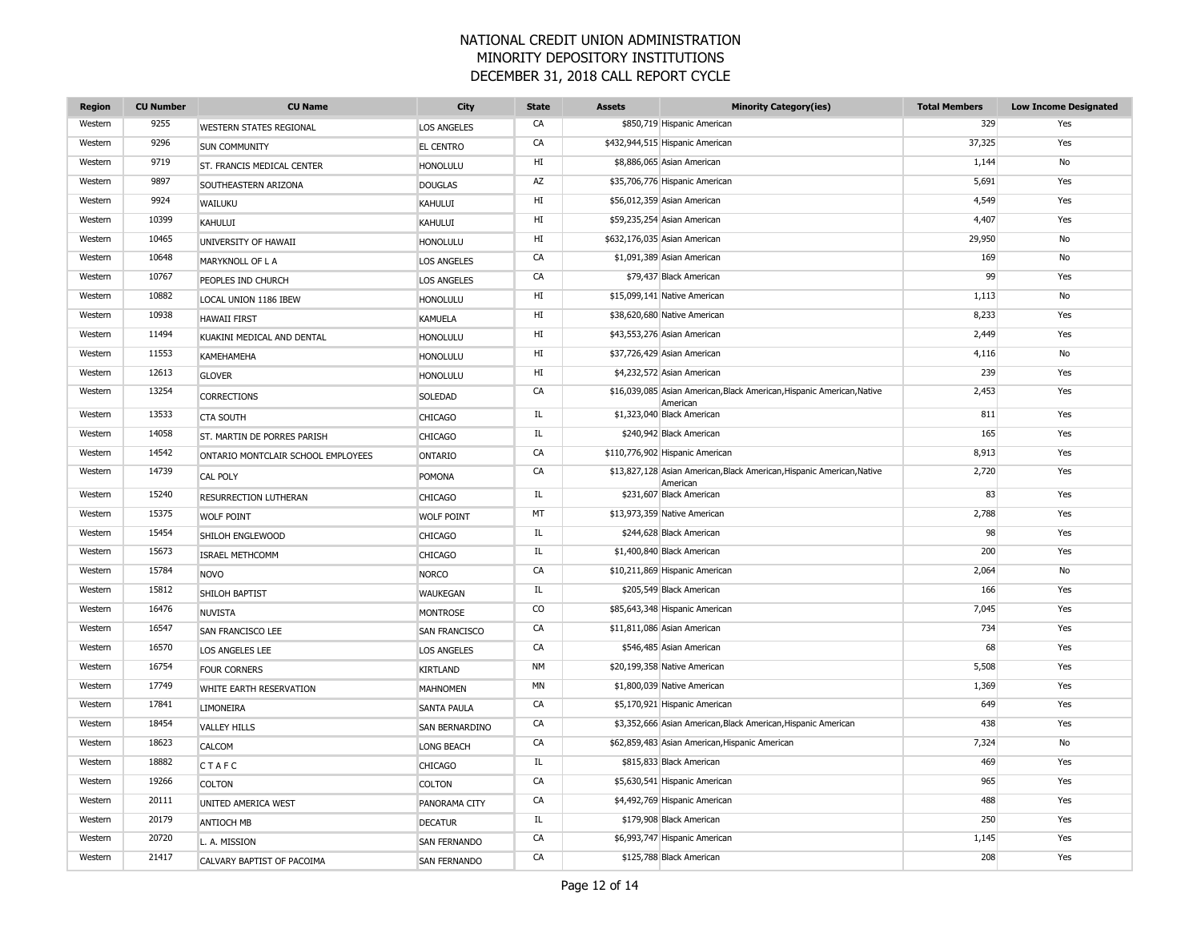# NATIONAL CREDIT UNION ADMINISTRATION
## MINORITY DEPOSITORY INSTITUTIONS
## DECEMBER 31, 2018 CALL REPORT CYCLE

| Region | CU Number | CU Name | City | State | Assets | Minority Category(ies) | Total Members | Low Income Designated |
|---|---|---|---|---|---|---|---|---|
| Western | 9255 | WESTERN STATES REGIONAL | LOS ANGELES | CA | $850,719 | Hispanic American | 329 | Yes |
| Western | 9296 | SUN COMMUNITY | EL CENTRO | CA | $432,944,515 | Hispanic American | 37,325 | Yes |
| Western | 9719 | ST. FRANCIS MEDICAL CENTER | HONOLULU | HI | $8,886,065 | Asian American | 1,144 | No |
| Western | 9897 | SOUTHEASTERN ARIZONA | DOUGLAS | AZ | $35,706,776 | Hispanic American | 5,691 | Yes |
| Western | 9924 | WAILUKU | KAHULUI | HI | $56,012,359 | Asian American | 4,549 | Yes |
| Western | 10399 | KAHULUI | KAHULUI | HI | $59,235,254 | Asian American | 4,407 | Yes |
| Western | 10465 | UNIVERSITY OF HAWAII | HONOLULU | HI | $632,176,035 | Asian American | 29,950 | No |
| Western | 10648 | MARYKNOLL OF L A | LOS ANGELES | CA | $1,091,389 | Asian American | 169 | No |
| Western | 10767 | PEOPLES IND CHURCH | LOS ANGELES | CA | $79,437 | Black American | 99 | Yes |
| Western | 10882 | LOCAL UNION 1186 IBEW | HONOLULU | HI | $15,099,141 | Native American | 1,113 | No |
| Western | 10938 | HAWAII FIRST | KAMUELA | HI | $38,620,680 | Native American | 8,233 | Yes |
| Western | 11494 | KUAKINI MEDICAL AND DENTAL | HONOLULU | HI | $43,553,276 | Asian American | 2,449 | Yes |
| Western | 11553 | KAMEHAMEHA | HONOLULU | HI | $37,726,429 | Asian American | 4,116 | No |
| Western | 12613 | GLOVER | HONOLULU | HI | $4,232,572 | Asian American | 239 | Yes |
| Western | 13254 | CORRECTIONS | SOLEDAD | CA | $16,039,085 | Asian American,Black American,Hispanic American,Native American | 2,453 | Yes |
| Western | 13533 | CTA SOUTH | CHICAGO | IL | $1,323,040 | Black American | 811 | Yes |
| Western | 14058 | ST. MARTIN DE PORRES PARISH | CHICAGO | IL | $240,942 | Black American | 165 | Yes |
| Western | 14542 | ONTARIO MONTCLAIR SCHOOL EMPLOYEES | ONTARIO | CA | $110,776,902 | Hispanic American | 8,913 | Yes |
| Western | 14739 | CAL POLY | POMONA | CA | $13,827,128 | Asian American,Black American,Hispanic American,Native American | 2,720 | Yes |
| Western | 15240 | RESURRECTION LUTHERAN | CHICAGO | IL | $231,607 | Black American | 83 | Yes |
| Western | 15375 | WOLF POINT | WOLF POINT | MT | $13,973,359 | Native American | 2,788 | Yes |
| Western | 15454 | SHILOH ENGLEWOOD | CHICAGO | IL | $244,628 | Black American | 98 | Yes |
| Western | 15673 | ISRAEL METHCOMM | CHICAGO | IL | $1,400,840 | Black American | 200 | Yes |
| Western | 15784 | NOVO | NORCO | CA | $10,211,869 | Hispanic American | 2,064 | No |
| Western | 15812 | SHILOH BAPTIST | WAUKEGAN | IL | $205,549 | Black American | 166 | Yes |
| Western | 16476 | NUVISTA | MONTROSE | CO | $85,643,348 | Hispanic American | 7,045 | Yes |
| Western | 16547 | SAN FRANCISCO LEE | SAN FRANCISCO | CA | $11,811,086 | Asian American | 734 | Yes |
| Western | 16570 | LOS ANGELES LEE | LOS ANGELES | CA | $546,485 | Asian American | 68 | Yes |
| Western | 16754 | FOUR CORNERS | KIRTLAND | NM | $20,199,358 | Native American | 5,508 | Yes |
| Western | 17749 | WHITE EARTH RESERVATION | MAHNOMEN | MN | $1,800,039 | Native American | 1,369 | Yes |
| Western | 17841 | LIMONEIRA | SANTA PAULA | CA | $5,170,921 | Hispanic American | 649 | Yes |
| Western | 18454 | VALLEY HILLS | SAN BERNARDINO | CA | $3,352,666 | Asian American,Black American,Hispanic American | 438 | Yes |
| Western | 18623 | CALCOM | LONG BEACH | CA | $62,859,483 | Asian American,Hispanic American | 7,324 | No |
| Western | 18882 | C T A F C | CHICAGO | IL | $815,833 | Black American | 469 | Yes |
| Western | 19266 | COLTON | COLTON | CA | $5,630,541 | Hispanic American | 965 | Yes |
| Western | 20111 | UNITED AMERICA WEST | PANORAMA CITY | CA | $4,492,769 | Hispanic American | 488 | Yes |
| Western | 20179 | ANTIOCH MB | DECATUR | IL | $179,908 | Black American | 250 | Yes |
| Western | 20720 | L. A. MISSION | SAN FERNANDO | CA | $6,993,747 | Hispanic American | 1,145 | Yes |
| Western | 21417 | CALVARY BAPTIST OF PACOIMA | SAN FERNANDO | CA | $125,788 | Black American | 208 | Yes |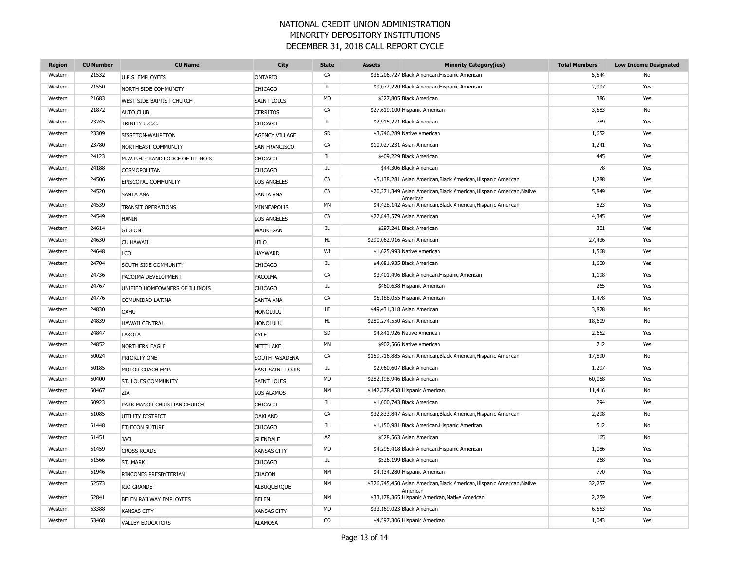# NATIONAL CREDIT UNION ADMINISTRATION
## MINORITY DEPOSITORY INSTITUTIONS
## DECEMBER 31, 2018 CALL REPORT CYCLE

| Region | CU Number | CU Name | City | State | Assets | Minority Category(ies) | Total Members | Low Income Designated |
|---|---|---|---|---|---|---|---|---|
| Western | 21532 | U.P.S. EMPLOYEES | ONTARIO | CA | $35,206,727 | Black American,Hispanic American | 5,544 | No |
| Western | 21550 | NORTH SIDE COMMUNITY | CHICAGO | IL | $9,072,220 | Black American,Hispanic American | 2,997 | Yes |
| Western | 21683 | WEST SIDE BAPTIST CHURCH | SAINT LOUIS | MO | $327,805 | Black American | 386 | Yes |
| Western | 21872 | AUTO CLUB | CERRITOS | CA | $27,619,100 | Hispanic American | 3,583 | No |
| Western | 23245 | TRINITY U.C.C. | CHICAGO | IL | $2,915,271 | Black American | 789 | Yes |
| Western | 23309 | SISSETON-WAHPETON | AGENCY VILLAGE | SD | $3,746,289 | Native American | 1,652 | Yes |
| Western | 23780 | NORTHEAST COMMUNITY | SAN FRANCISCO | CA | $10,027,231 | Asian American | 1,241 | Yes |
| Western | 24123 | M.W.P.H. GRAND LODGE OF ILLINOIS | CHICAGO | IL | $409,229 | Black American | 445 | Yes |
| Western | 24188 | COSMOPOLITAN | CHICAGO | IL | $44,306 | Black American | 78 | Yes |
| Western | 24506 | EPISCOPAL COMMUNITY | LOS ANGELES | CA | $5,138,281 | Asian American,Black American,Hispanic American | 1,288 | Yes |
| Western | 24520 | SANTA ANA | SANTA ANA | CA | $70,271,349 | Asian American,Black American,Hispanic American,Native American | 5,849 | Yes |
| Western | 24539 | TRANSIT OPERATIONS | MINNEAPOLIS | MN | $4,428,142 | Asian American,Black American,Hispanic American | 823 | Yes |
| Western | 24549 | HANIN | LOS ANGELES | CA | $27,843,579 | Asian American | 4,345 | Yes |
| Western | 24614 | GIDEON | WAUKEGAN | IL | $297,241 | Black American | 301 | Yes |
| Western | 24630 | CU HAWAII | HILO | HI | $290,062,916 | Asian American | 27,436 | Yes |
| Western | 24648 | LCO | HAYWARD | WI | $1,625,993 | Native American | 1,568 | Yes |
| Western | 24704 | SOUTH SIDE COMMUNITY | CHICAGO | IL | $4,081,935 | Black American | 1,600 | Yes |
| Western | 24736 | PACOIMA DEVELOPMENT | PACOIMA | CA | $3,401,496 | Black American,Hispanic American | 1,198 | Yes |
| Western | 24767 | UNIFIED HOMEOWNERS OF ILLINOIS | CHICAGO | IL | $460,638 | Hispanic American | 265 | Yes |
| Western | 24776 | COMUNIDAD LATINA | SANTA ANA | CA | $5,188,055 | Hispanic American | 1,478 | Yes |
| Western | 24830 | OAHU | HONOLULU | HI | $49,431,318 | Asian American | 3,828 | No |
| Western | 24839 | HAWAII CENTRAL | HONOLULU | HI | $280,274,550 | Asian American | 18,609 | No |
| Western | 24847 | LAKOTA | KYLE | SD | $4,841,926 | Native American | 2,652 | Yes |
| Western | 24852 | NORTHERN EAGLE | NETT LAKE | MN | $902,566 | Native American | 712 | Yes |
| Western | 60024 | PRIORITY ONE | SOUTH PASADENA | CA | $159,716,885 | Asian American,Black American,Hispanic American | 17,890 | No |
| Western | 60185 | MOTOR COACH EMP. | EAST SAINT LOUIS | IL | $2,060,607 | Black American | 1,297 | Yes |
| Western | 60400 | ST. LOUIS COMMUNITY | SAINT LOUIS | MO | $282,198,946 | Black American | 60,058 | Yes |
| Western | 60467 | ZIA | LOS ALAMOS | NM | $142,278,458 | Hispanic American | 11,416 | No |
| Western | 60923 | PARK MANOR CHRISTIAN CHURCH | CHICAGO | IL | $1,000,743 | Black American | 294 | Yes |
| Western | 61085 | UTILITY DISTRICT | OAKLAND | CA | $32,833,847 | Asian American,Black American,Hispanic American | 2,298 | No |
| Western | 61448 | ETHICON SUTURE | CHICAGO | IL | $1,150,981 | Black American,Hispanic American | 512 | No |
| Western | 61451 | JACL | GLENDALE | AZ | $528,563 | Asian American | 165 | No |
| Western | 61459 | CROSS ROADS | KANSAS CITY | MO | $4,295,418 | Black American,Hispanic American | 1,086 | Yes |
| Western | 61566 | ST. MARK | CHICAGO | IL | $526,199 | Black American | 268 | Yes |
| Western | 61946 | RINCONES PRESBYTERIAN | CHACON | NM | $4,134,280 | Hispanic American | 770 | Yes |
| Western | 62573 | RIO GRANDE | ALBUQUERQUE | NM | $326,745,450 | Asian American,Black American,Hispanic American,Native American | 32,257 | Yes |
| Western | 62841 | BELEN RAILWAY EMPLOYEES | BELEN | NM | $33,178,365 | Hispanic American,Native American | 2,259 | Yes |
| Western | 63388 | KANSAS CITY | KANSAS CITY | MO | $33,169,023 | Black American | 6,553 | Yes |
| Western | 63468 | VALLEY EDUCATORS | ALAMOSA | CO | $4,597,306 | Hispanic American | 1,043 | Yes |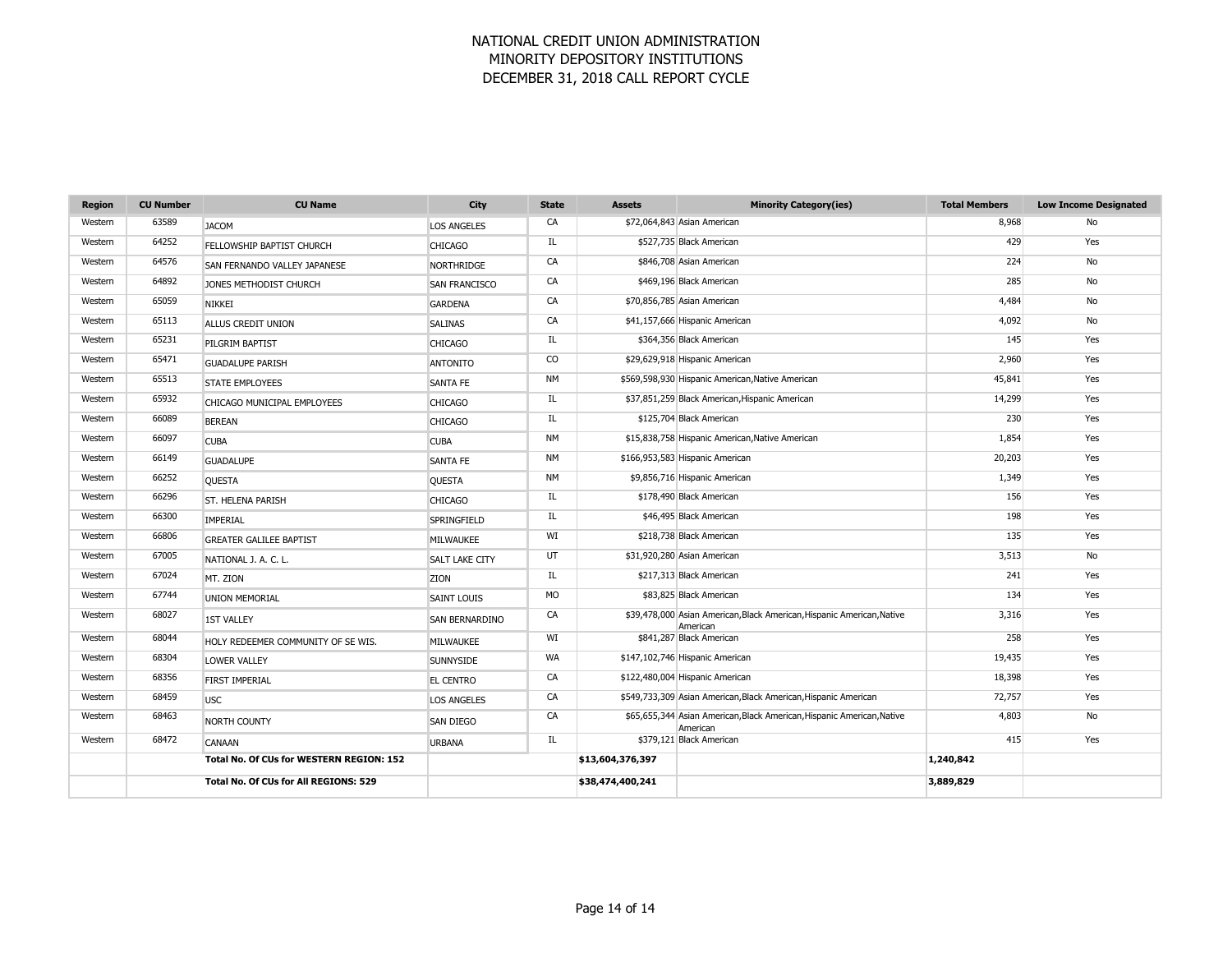NATIONAL CREDIT UNION ADMINISTRATION
MINORITY DEPOSITORY INSTITUTIONS
DECEMBER 31, 2018 CALL REPORT CYCLE

| Region | CU Number | CU Name | City | State | Assets | Minority Category(ies) | Total Members | Low Income Designated |
|---|---|---|---|---|---|---|---|---|
| Western | 63589 | JACOM | LOS ANGELES | CA | $72,064,843 | Asian American | 8,968 | No |
| Western | 64252 | FELLOWSHIP BAPTIST CHURCH | CHICAGO | IL | $527,735 | Black American | 429 | Yes |
| Western | 64576 | SAN FERNANDO VALLEY JAPANESE | NORTHRIDGE | CA | $846,708 | Asian American | 224 | No |
| Western | 64892 | JONES METHODIST CHURCH | SAN FRANCISCO | CA | $469,196 | Black American | 285 | No |
| Western | 65059 | NIKKEI | GARDENA | CA | $70,856,785 | Asian American | 4,484 | No |
| Western | 65113 | ALLUS CREDIT UNION | SALINAS | CA | $41,157,666 | Hispanic American | 4,092 | No |
| Western | 65231 | PILGRIM BAPTIST | CHICAGO | IL | $364,356 | Black American | 145 | Yes |
| Western | 65471 | GUADALUPE PARISH | ANTONITO | CO | $29,629,918 | Hispanic American | 2,960 | Yes |
| Western | 65513 | STATE EMPLOYEES | SANTA FE | NM | $569,598,930 | Hispanic American,Native American | 45,841 | Yes |
| Western | 65932 | CHICAGO MUNICIPAL EMPLOYEES | CHICAGO | IL | $37,851,259 | Black American,Hispanic American | 14,299 | Yes |
| Western | 66089 | BEREAN | CHICAGO | IL | $125,704 | Black American | 230 | Yes |
| Western | 66097 | CUBA | CUBA | NM | $15,838,758 | Hispanic American,Native American | 1,854 | Yes |
| Western | 66149 | GUADALUPE | SANTA FE | NM | $166,953,583 | Hispanic American | 20,203 | Yes |
| Western | 66252 | QUESTA | QUESTA | NM | $9,856,716 | Hispanic American | 1,349 | Yes |
| Western | 66296 | ST. HELENA PARISH | CHICAGO | IL | $178,490 | Black American | 156 | Yes |
| Western | 66300 | IMPERIAL | SPRINGFIELD | IL | $46,495 | Black American | 198 | Yes |
| Western | 66806 | GREATER GALILEE BAPTIST | MILWAUKEE | WI | $218,738 | Black American | 135 | Yes |
| Western | 67005 | NATIONAL J. A. C. L. | SALT LAKE CITY | UT | $31,920,280 | Asian American | 3,513 | No |
| Western | 67024 | MT. ZION | ZION | IL | $217,313 | Black American | 241 | Yes |
| Western | 67744 | UNION MEMORIAL | SAINT LOUIS | MO | $83,825 | Black American | 134 | Yes |
| Western | 68027 | 1ST VALLEY | SAN BERNARDINO | CA | $39,478,000 | Asian American,Black American,Hispanic American,Native American | 3,316 | Yes |
| Western | 68044 | HOLY REDEEMER COMMUNITY OF SE WIS. | MILWAUKEE | WI | $841,287 | Black American | 258 | Yes |
| Western | 68304 | LOWER VALLEY | SUNNYSIDE | WA | $147,102,746 | Hispanic American | 19,435 | Yes |
| Western | 68356 | FIRST IMPERIAL | EL CENTRO | CA | $122,480,004 | Hispanic American | 18,398 | Yes |
| Western | 68459 | USC | LOS ANGELES | CA | $549,733,309 | Asian American,Black American,Hispanic American | 72,757 | Yes |
| Western | 68463 | NORTH COUNTY | SAN DIEGO | CA | $65,655,344 | Asian American,Black American,Hispanic American,Native American | 4,803 | No |
| Western | 68472 | CANAAN | URBANA | IL | $379,121 | Black American | 415 | Yes |
| | | **Total No. Of CUs for WESTERN REGION: 152** | | | **$13,604,376,397** | | **1,240,842** | |
| | | **Total No. Of CUs for All REGIONS: 529** | | | **$38,474,400,241** | | **3,889,829** | |